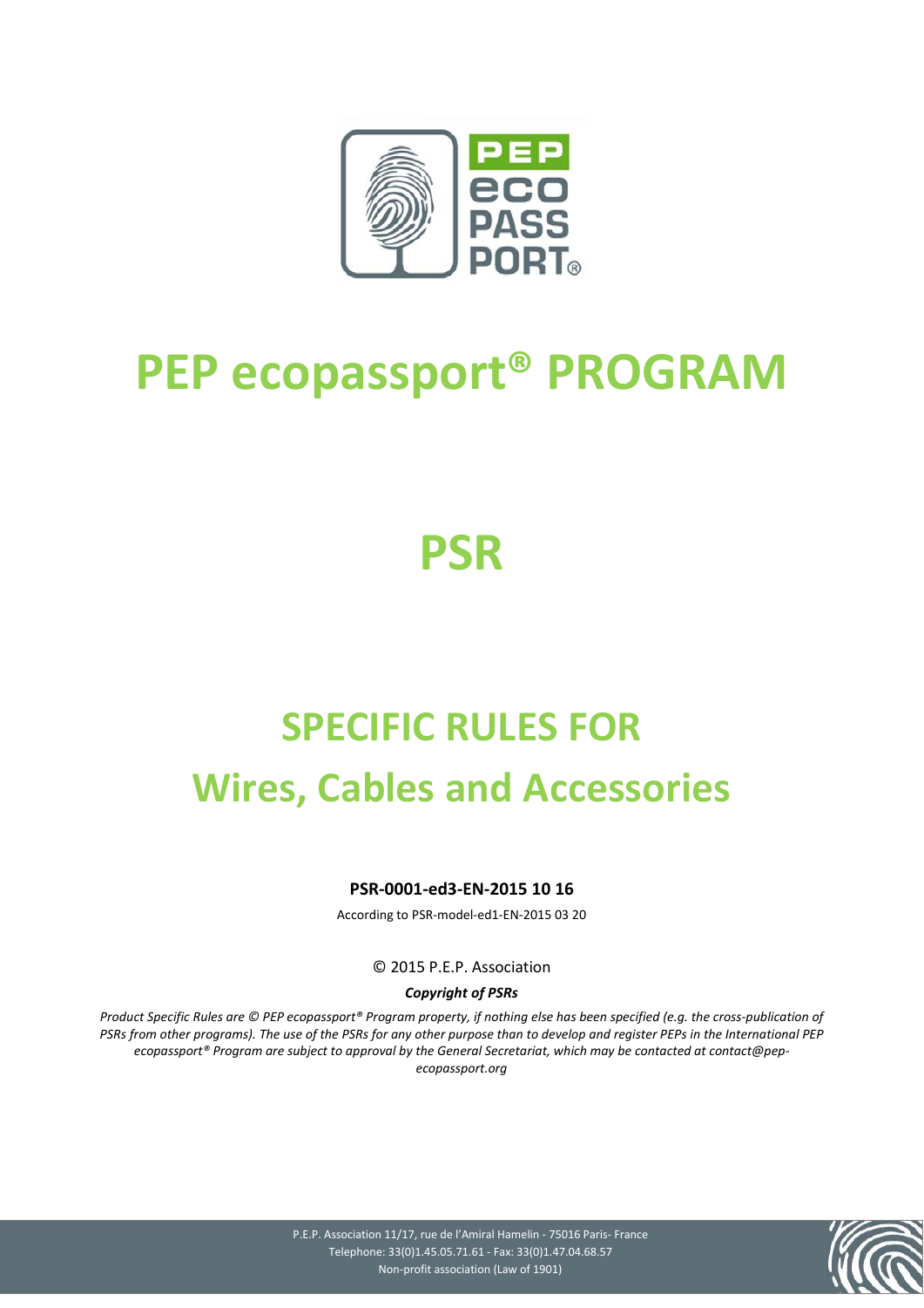# PEP ecopassport® PROGRAM

# PSR

# SPECIFIC RULES FOR Wires, Cables and Accessories

**PSR-0001-ed3-EN-2015 10 16**

According to PSR-model-ed1-EN-2015 03 20

© 2015 P.E.P. Association

***Copyright of PSRs***

*Product Specific Rules are © PEP ecopassport® Program property, if nothing else has been specified (e.g. the cross-publication of PSRs from other programs). The use of the PSRs for any other purpose than to develop and register PEPs in the International PEP ecopassport® Program are subject to approval by the General Secretariat, which may be contacted at contact@pep-ecopassport.org*

P.E.P. Association 11/17, rue de l'Amiral Hamelin - 75016 Paris- France
Telephone: 33(0)1.45.05.71.61 - Fax: 33(0)1.47.04.68.57
Non-profit association (Law of 1901)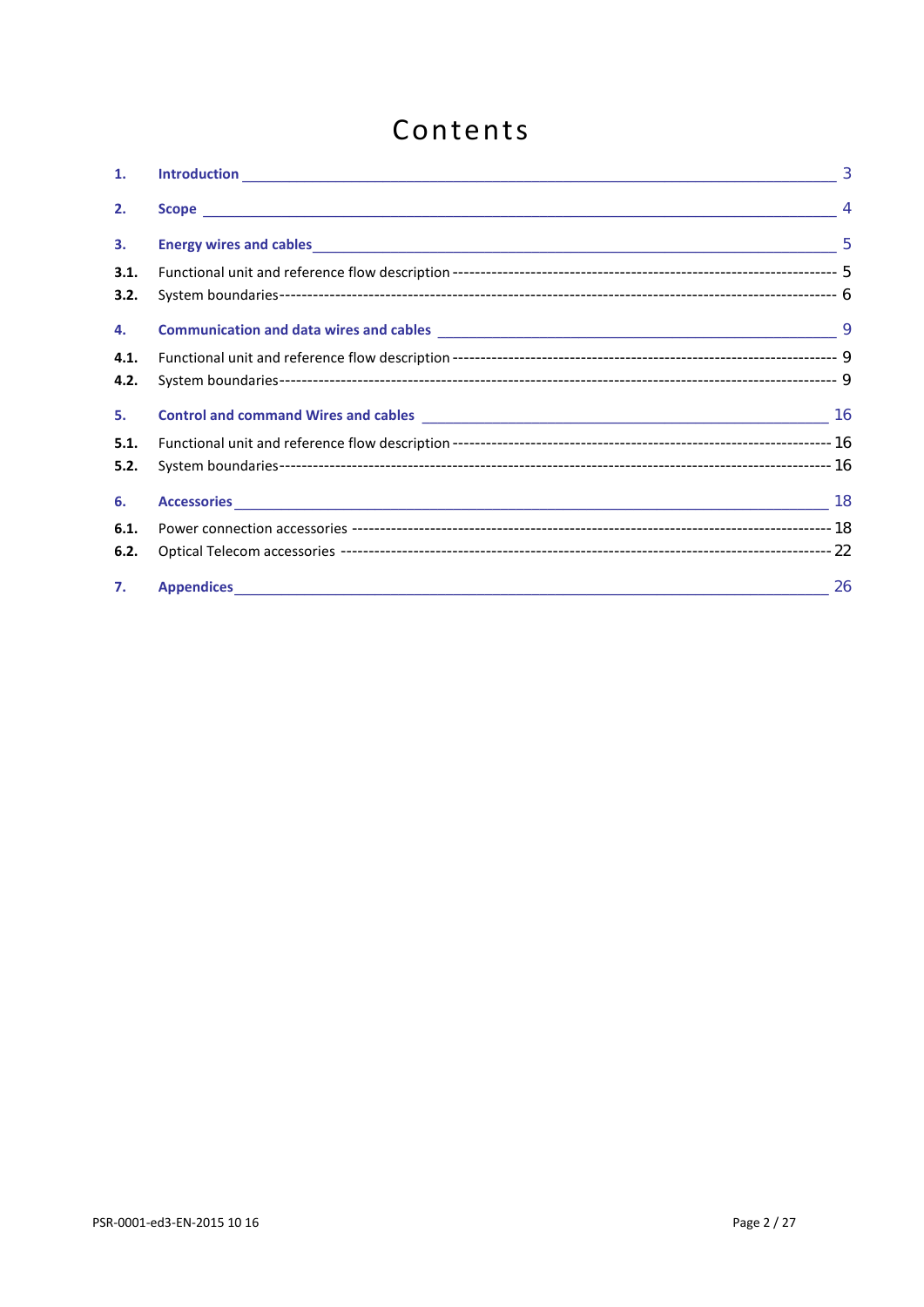# Contents

1. **Introduction** 3
2. **Scope** 4
3. **Energy wires and cables** 5
   - 3.1. Functional unit and reference flow description 5
   - 3.2. System boundaries 6
4. **Communication and data wires and cables** 9
   - 4.1. Functional unit and reference flow description 9
   - 4.2. System boundaries 9
5. **Control and command Wires and cables** 16
   - 5.1. Functional unit and reference flow description 16
   - 5.2. System boundaries 16
6. **Accessories** 18
   - 6.1. Power connection accessories 18
   - 6.2. Optical Telecom accessories 22
7. **Appendices** 26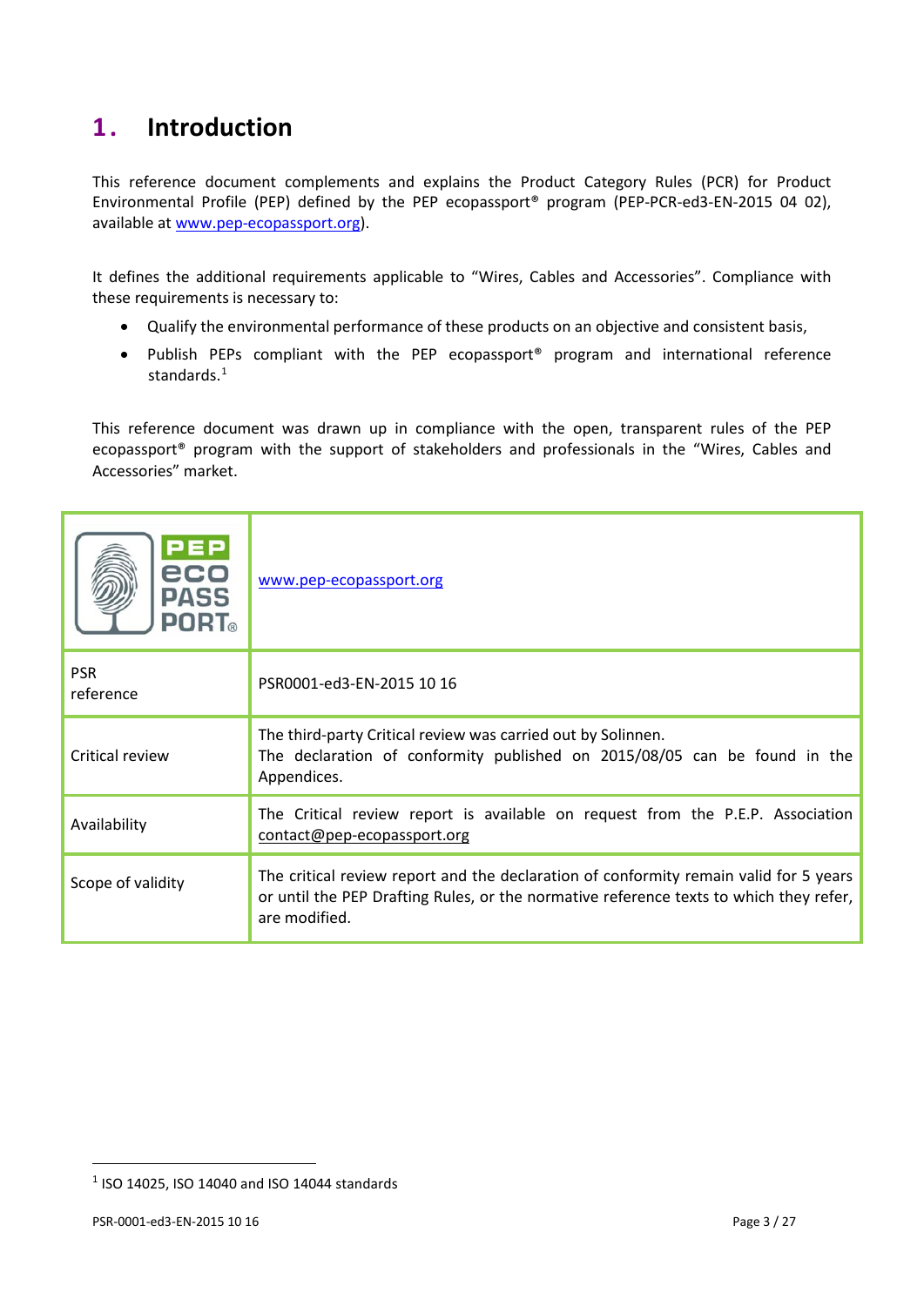# 1. Introduction

This reference document complements and explains the Product Category Rules (PCR) for Product Environmental Profile (PEP) defined by the PEP ecopassport® program (PEP-PCR-ed3-EN-2015 04 02), available at www.pep-ecopassport.org).

It defines the additional requirements applicable to "Wires, Cables and Accessories". Compliance with these requirements is necessary to:

- Qualify the environmental performance of these products on an objective and consistent basis,
- Publish PEPs compliant with the PEP ecopassport® program and international reference standards.[1]

This reference document was drawn up in compliance with the open, transparent rules of the PEP ecopassport® program with the support of stakeholders and professionals in the "Wires, Cables and Accessories" market.

| | |
|---|---|
| PEP eco PASS PORT® | www.pep-ecopassport.org |
| PSR reference | PSR0001-ed3-EN-2015 10 16 |
| Critical review | The third-party Critical review was carried out by Solinnen.<br>The declaration of conformity published on 2015/08/05 can be found in the Appendices. |
| Availability | The Critical review report is available on request from the P.E.P. Association contact@pep-ecopassport.org |
| Scope of validity | The critical review report and the declaration of conformity remain valid for 5 years or until the PEP Drafting Rules, or the normative reference texts to which they refer, are modified. |

[1] ISO 14025, ISO 14040 and ISO 14044 standards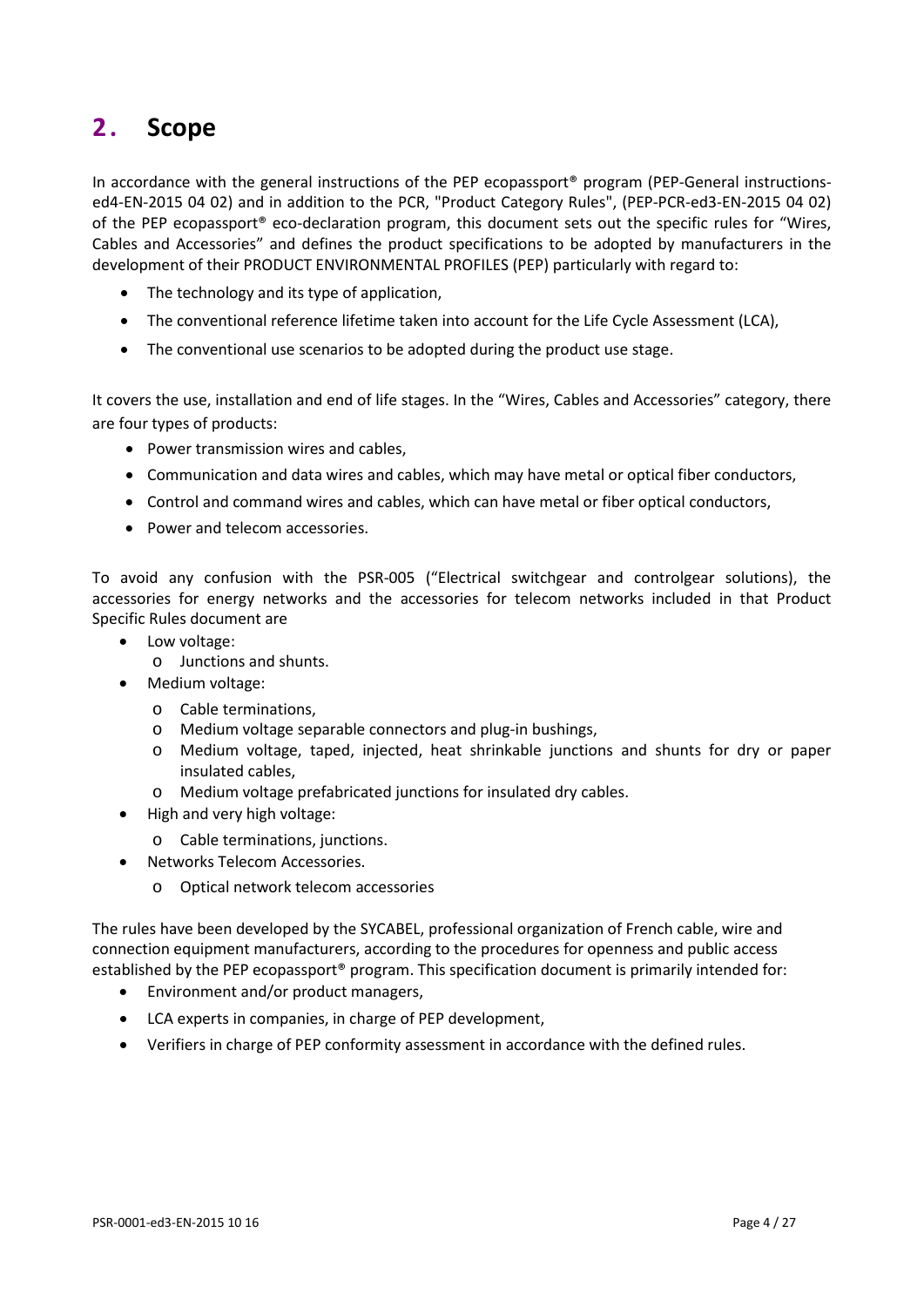## 2. Scope

In accordance with the general instructions of the PEP ecopassport® program (PEP-General instructions-ed4-EN-2015 04 02) and in addition to the PCR, "Product Category Rules", (PEP-PCR-ed3-EN-2015 04 02) of the PEP ecopassport® eco-declaration program, this document sets out the specific rules for "Wires, Cables and Accessories" and defines the product specifications to be adopted by manufacturers in the development of their PRODUCT ENVIRONMENTAL PROFILES (PEP) particularly with regard to:

- The technology and its type of application,
- The conventional reference lifetime taken into account for the Life Cycle Assessment (LCA),
- The conventional use scenarios to be adopted during the product use stage.

It covers the use, installation and end of life stages. In the "Wires, Cables and Accessories" category, there are four types of products:

- Power transmission wires and cables,
- Communication and data wires and cables, which may have metal or optical fiber conductors,
- Control and command wires and cables, which can have metal or fiber optical conductors,
- Power and telecom accessories.

To avoid any confusion with the PSR-005 ("Electrical switchgear and controlgear solutions), the accessories for energy networks and the accessories for telecom networks included in that Product Specific Rules document are

- Low voltage:
  - Junctions and shunts.
- Medium voltage:
  - Cable terminations,
  - Medium voltage separable connectors and plug-in bushings,
  - Medium voltage, taped, injected, heat shrinkable junctions and shunts for dry or paper insulated cables,
  - Medium voltage prefabricated junctions for insulated dry cables.
- High and very high voltage:
  - Cable terminations, junctions.
- Networks Telecom Accessories.
  - Optical network telecom accessories

The rules have been developed by the SYCABEL, professional organization of French cable, wire and connection equipment manufacturers, according to the procedures for openness and public access established by the PEP ecopassport® program. This specification document is primarily intended for:

- Environment and/or product managers,
- LCA experts in companies, in charge of PEP development,
- Verifiers in charge of PEP conformity assessment in accordance with the defined rules.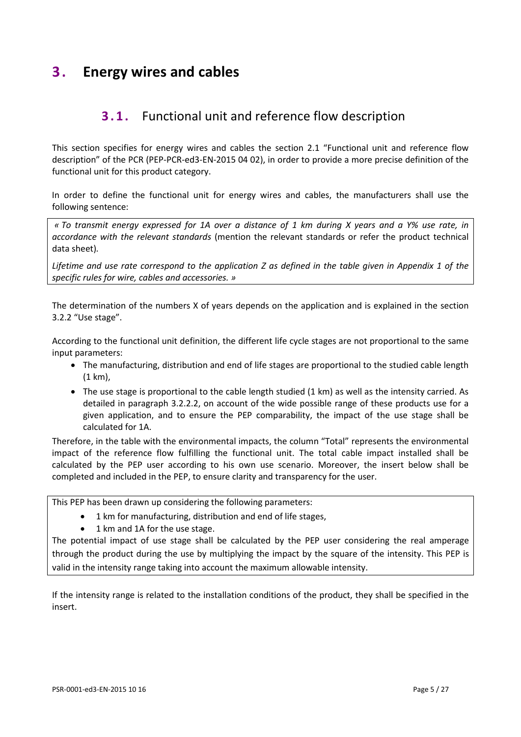# 3. Energy wires and cables

## 3.1. Functional unit and reference flow description

This section specifies for energy wires and cables the section 2.1 "Functional unit and reference flow description" of the PCR (PEP-PCR-ed3-EN-2015 04 02), in order to provide a more precise definition of the functional unit for this product category.

In order to define the functional unit for energy wires and cables, the manufacturers shall use the following sentence:

> *« To transmit energy expressed for 1A over a distance of 1 km during X years and a Y% use rate, in accordance with the relevant standards* (mention the relevant standards or refer the product technical data sheet)*.*
>
> *Lifetime and use rate correspond to the application Z as defined in the table given in Appendix 1 of the specific rules for wire, cables and accessories. »*

The determination of the numbers X of years depends on the application and is explained in the section 3.2.2 "Use stage".

According to the functional unit definition, the different life cycle stages are not proportional to the same input parameters:

- The manufacturing, distribution and end of life stages are proportional to the studied cable length (1 km),
- The use stage is proportional to the cable length studied (1 km) as well as the intensity carried. As detailed in paragraph 3.2.2.2, on account of the wide possible range of these products use for a given application, and to ensure the PEP comparability, the impact of the use stage shall be calculated for 1A.

Therefore, in the table with the environmental impacts, the column "Total" represents the environmental impact of the reference flow fulfilling the functional unit. The total cable impact installed shall be calculated by the PEP user according to his own use scenario. Moreover, the insert below shall be completed and included in the PEP, to ensure clarity and transparency for the user.

> This PEP has been drawn up considering the following parameters:
>
> - 1 km for manufacturing, distribution and end of life stages,
> - 1 km and 1A for the use stage.
>
> The potential impact of use stage shall be calculated by the PEP user considering the real amperage through the product during the use by multiplying the impact by the square of the intensity. This PEP is valid in the intensity range taking into account the maximum allowable intensity.

If the intensity range is related to the installation conditions of the product, they shall be specified in the insert.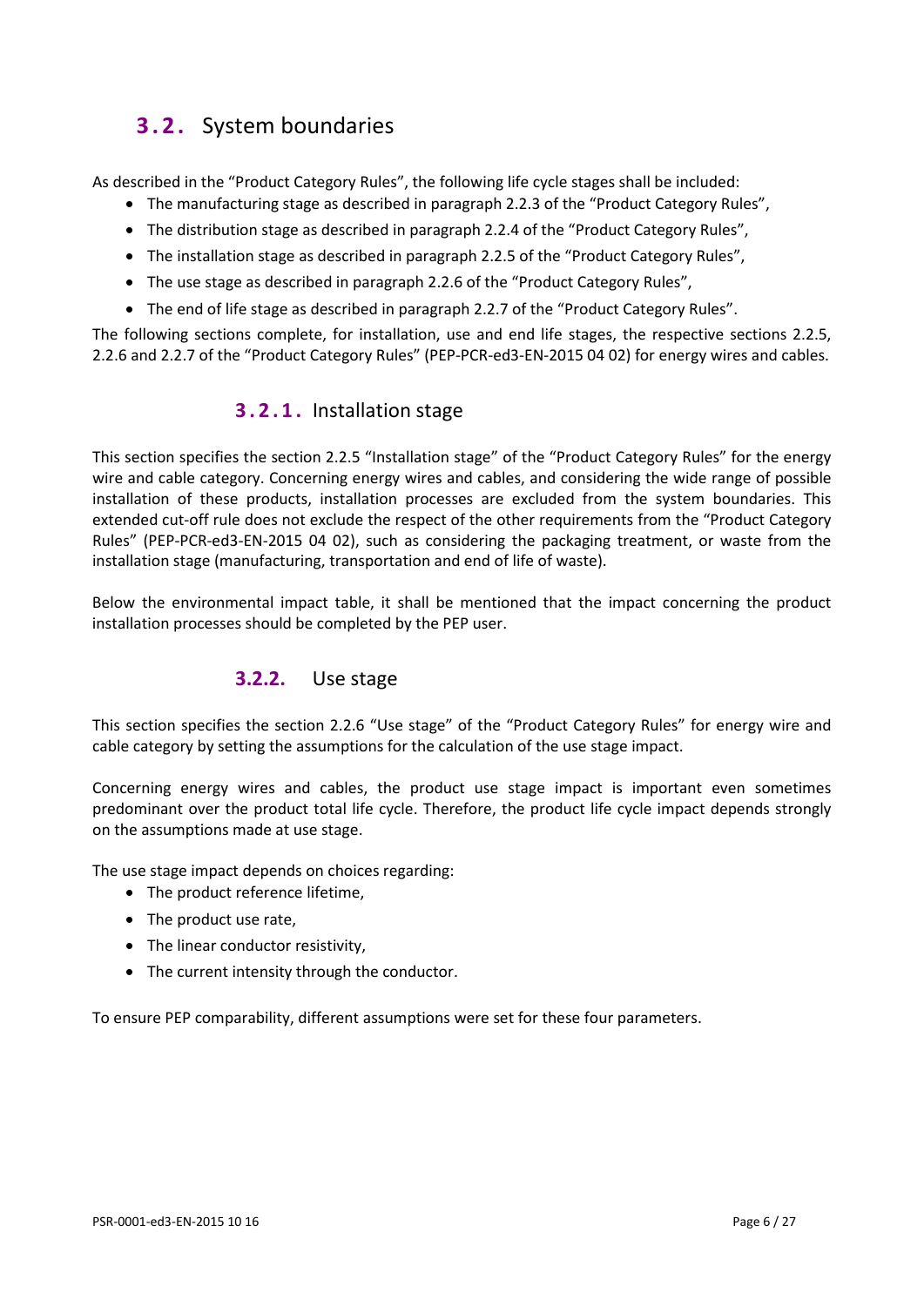## 3.2. System boundaries

As described in the "Product Category Rules", the following life cycle stages shall be included:

- The manufacturing stage as described in paragraph 2.2.3 of the "Product Category Rules",
- The distribution stage as described in paragraph 2.2.4 of the "Product Category Rules",
- The installation stage as described in paragraph 2.2.5 of the "Product Category Rules",
- The use stage as described in paragraph 2.2.6 of the "Product Category Rules",
- The end of life stage as described in paragraph 2.2.7 of the "Product Category Rules".

The following sections complete, for installation, use and end life stages, the respective sections 2.2.5, 2.2.6 and 2.2.7 of the "Product Category Rules" (PEP-PCR-ed3-EN-2015 04 02) for energy wires and cables.

### 3.2.1. Installation stage

This section specifies the section 2.2.5 "Installation stage" of the "Product Category Rules" for the energy wire and cable category. Concerning energy wires and cables, and considering the wide range of possible installation of these products, installation processes are excluded from the system boundaries. This extended cut-off rule does not exclude the respect of the other requirements from the "Product Category Rules" (PEP-PCR-ed3-EN-2015 04 02), such as considering the packaging treatment, or waste from the installation stage (manufacturing, transportation and end of life of waste).

Below the environmental impact table, it shall be mentioned that the impact concerning the product installation processes should be completed by the PEP user.

### 3.2.2. Use stage

This section specifies the section 2.2.6 "Use stage" of the "Product Category Rules" for energy wire and cable category by setting the assumptions for the calculation of the use stage impact.

Concerning energy wires and cables, the product use stage impact is important even sometimes predominant over the product total life cycle. Therefore, the product life cycle impact depends strongly on the assumptions made at use stage.

The use stage impact depends on choices regarding:

- The product reference lifetime,
- The product use rate,
- The linear conductor resistivity,
- The current intensity through the conductor.

To ensure PEP comparability, different assumptions were set for these four parameters.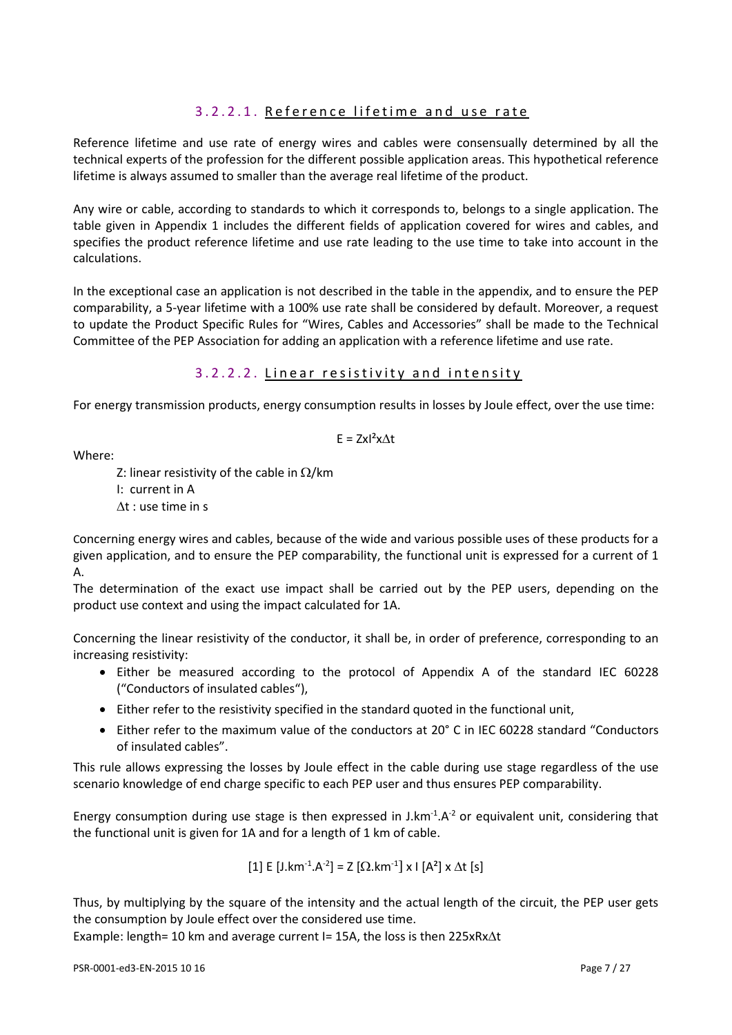#### 3.2.2.1. Reference lifetime and use rate

Reference lifetime and use rate of energy wires and cables were consensually determined by all the technical experts of the profession for the different possible application areas. This hypothetical reference lifetime is always assumed to smaller than the average real lifetime of the product.

Any wire or cable, according to standards to which it corresponds to, belongs to a single application. The table given in Appendix 1 includes the different fields of application covered for wires and cables, and specifies the product reference lifetime and use rate leading to the use time to take into account in the calculations.

In the exceptional case an application is not described in the table in the appendix, and to ensure the PEP comparability, a 5-year lifetime with a 100% use rate shall be considered by default. Moreover, a request to update the Product Specific Rules for "Wires, Cables and Accessories" shall be made to the Technical Committee of the PEP Association for adding an application with a reference lifetime and use rate.

#### 3.2.2.2. Linear resistivity and intensity

For energy transmission products, energy consumption results in losses by Joule effect, over the use time:

$$E = Z x I^2 x \Delta t$$

Where:

- Z: linear resistivity of the cable in $\Omega$/km
- I: current in A
- $\Delta t$ : use time in s

Concerning energy wires and cables, because of the wide and various possible uses of these products for a given application, and to ensure the PEP comparability, the functional unit is expressed for a current of 1 A.
The determination of the exact use impact shall be carried out by the PEP users, depending on the product use context and using the impact calculated for 1A.

Concerning the linear resistivity of the conductor, it shall be, in order of preference, corresponding to an increasing resistivity:

- Either be measured according to the protocol of Appendix A of the standard IEC 60228 ("Conductors of insulated cables"),
- Either refer to the resistivity specified in the standard quoted in the functional unit,
- Either refer to the maximum value of the conductors at 20° C in IEC 60228 standard "Conductors of insulated cables".

This rule allows expressing the losses by Joule effect in the cable during use stage regardless of the use scenario knowledge of end charge specific to each PEP user and thus ensures PEP comparability.

Energy consumption during use stage is then expressed in $J.km^{-1}.A^{-2}$ or equivalent unit, considering that the functional unit is given for 1A and for a length of 1 km of cable.

$$[1]\ E\ [J.km^{-1}.A^{-2}] = Z\ [\Omega.km^{-1}]\ x\ I\ [A^2]\ x\ \Delta t\ [s]$$

Thus, by multiplying by the square of the intensity and the actual length of the circuit, the PEP user gets the consumption by Joule effect over the considered use time.
Example: length= 10 km and average current I= 15A, the loss is then 225xRx$\Delta$t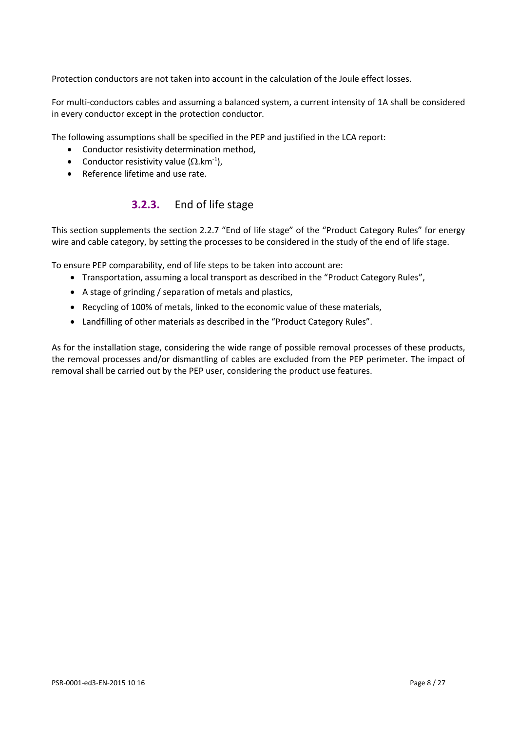Protection conductors are not taken into account in the calculation of the Joule effect losses.

For multi-conductors cables and assuming a balanced system, a current intensity of 1A shall be considered in every conductor except in the protection conductor.

The following assumptions shall be specified in the PEP and justified in the LCA report:

- Conductor resistivity determination method,
- Conductor resistivity value ($\Omega.km^{-1}$),
- Reference lifetime and use rate.

### 3.2.3. End of life stage

This section supplements the section 2.2.7 "End of life stage" of the "Product Category Rules" for energy wire and cable category, by setting the processes to be considered in the study of the end of life stage.

To ensure PEP comparability, end of life steps to be taken into account are:

- Transportation, assuming a local transport as described in the "Product Category Rules",
- A stage of grinding / separation of metals and plastics,
- Recycling of 100% of metals, linked to the economic value of these materials,
- Landfilling of other materials as described in the "Product Category Rules".

As for the installation stage, considering the wide range of possible removal processes of these products, the removal processes and/or dismantling of cables are excluded from the PEP perimeter. The impact of removal shall be carried out by the PEP user, considering the product use features.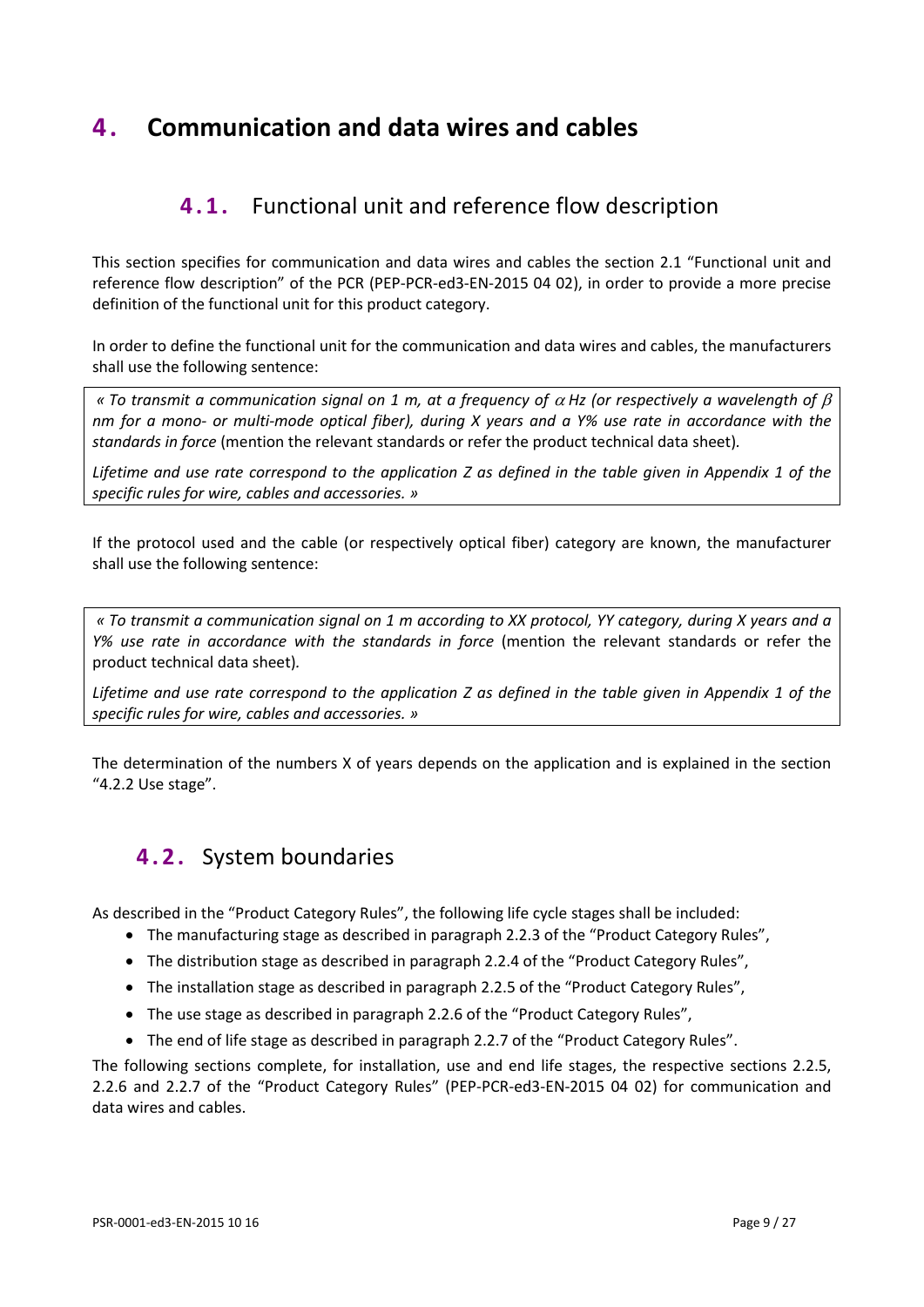# 4. Communication and data wires and cables

## 4.1. Functional unit and reference flow description

This section specifies for communication and data wires and cables the section 2.1 "Functional unit and reference flow description" of the PCR (PEP-PCR-ed3-EN-2015 04 02), in order to provide a more precise definition of the functional unit for this product category.

In order to define the functional unit for the communication and data wires and cables, the manufacturers shall use the following sentence:

> *« To transmit a communication signal on 1 m, at a frequency of $\alpha$ Hz (or respectively a wavelength of $\beta$ nm for a mono- or multi-mode optical fiber), during X years and a Y% use rate in accordance with the standards in force* (mention the relevant standards or refer the product technical data sheet).
>
> *Lifetime and use rate correspond to the application Z as defined in the table given in Appendix 1 of the specific rules for wire, cables and accessories. »*

If the protocol used and the cable (or respectively optical fiber) category are known, the manufacturer shall use the following sentence:

> *« To transmit a communication signal on 1 m according to XX protocol, YY category, during X years and a Y% use rate in accordance with the standards in force* (mention the relevant standards or refer the product technical data sheet).
>
> *Lifetime and use rate correspond to the application Z as defined in the table given in Appendix 1 of the specific rules for wire, cables and accessories. »*

The determination of the numbers X of years depends on the application and is explained in the section "4.2.2 Use stage".

## 4.2. System boundaries

As described in the "Product Category Rules", the following life cycle stages shall be included:

- The manufacturing stage as described in paragraph 2.2.3 of the "Product Category Rules",
- The distribution stage as described in paragraph 2.2.4 of the "Product Category Rules",
- The installation stage as described in paragraph 2.2.5 of the "Product Category Rules",
- The use stage as described in paragraph 2.2.6 of the "Product Category Rules",
- The end of life stage as described in paragraph 2.2.7 of the "Product Category Rules".

The following sections complete, for installation, use and end life stages, the respective sections 2.2.5, 2.2.6 and 2.2.7 of the "Product Category Rules" (PEP-PCR-ed3-EN-2015 04 02) for communication and data wires and cables.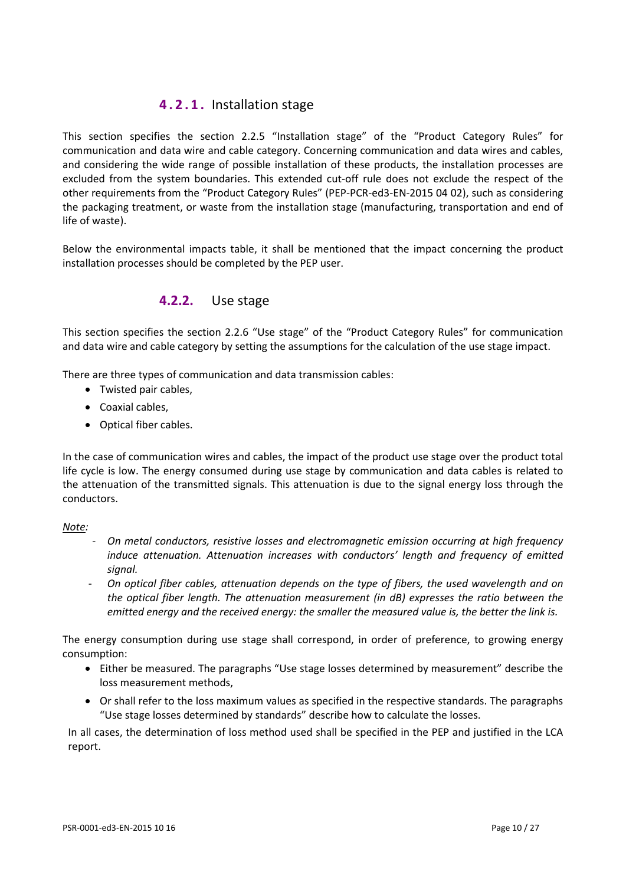### 4.2.1. Installation stage

This section specifies the section 2.2.5 “Installation stage” of the “Product Category Rules” for communication and data wire and cable category. Concerning communication and data wires and cables, and considering the wide range of possible installation of these products, the installation processes are excluded from the system boundaries. This extended cut-off rule does not exclude the respect of the other requirements from the “Product Category Rules” (PEP-PCR-ed3-EN-2015 04 02), such as considering the packaging treatment, or waste from the installation stage (manufacturing, transportation and end of life of waste).

Below the environmental impacts table, it shall be mentioned that the impact concerning the product installation processes should be completed by the PEP user.

### 4.2.2. Use stage

This section specifies the section 2.2.6 “Use stage” of the “Product Category Rules” for communication and data wire and cable category by setting the assumptions for the calculation of the use stage impact.

There are three types of communication and data transmission cables:

- Twisted pair cables,
- Coaxial cables,
- Optical fiber cables.

In the case of communication wires and cables, the impact of the product use stage over the product total life cycle is low. The energy consumed during use stage by communication and data cables is related to the attenuation of the transmitted signals. This attenuation is due to the signal energy loss through the conductors.

*Note:*

- *On metal conductors, resistive losses and electromagnetic emission occurring at high frequency induce attenuation. Attenuation increases with conductors’ length and frequency of emitted signal.*
- *On optical fiber cables, attenuation depends on the type of fibers, the used wavelength and on the optical fiber length. The attenuation measurement (in dB) expresses the ratio between the emitted energy and the received energy: the smaller the measured value is, the better the link is.*

The energy consumption during use stage shall correspond, in order of preference, to growing energy consumption:

- Either be measured. The paragraphs “Use stage losses determined by measurement” describe the loss measurement methods,
- Or shall refer to the loss maximum values as specified in the respective standards. The paragraphs “Use stage losses determined by standards” describe how to calculate the losses.

In all cases, the determination of loss method used shall be specified in the PEP and justified in the LCA report.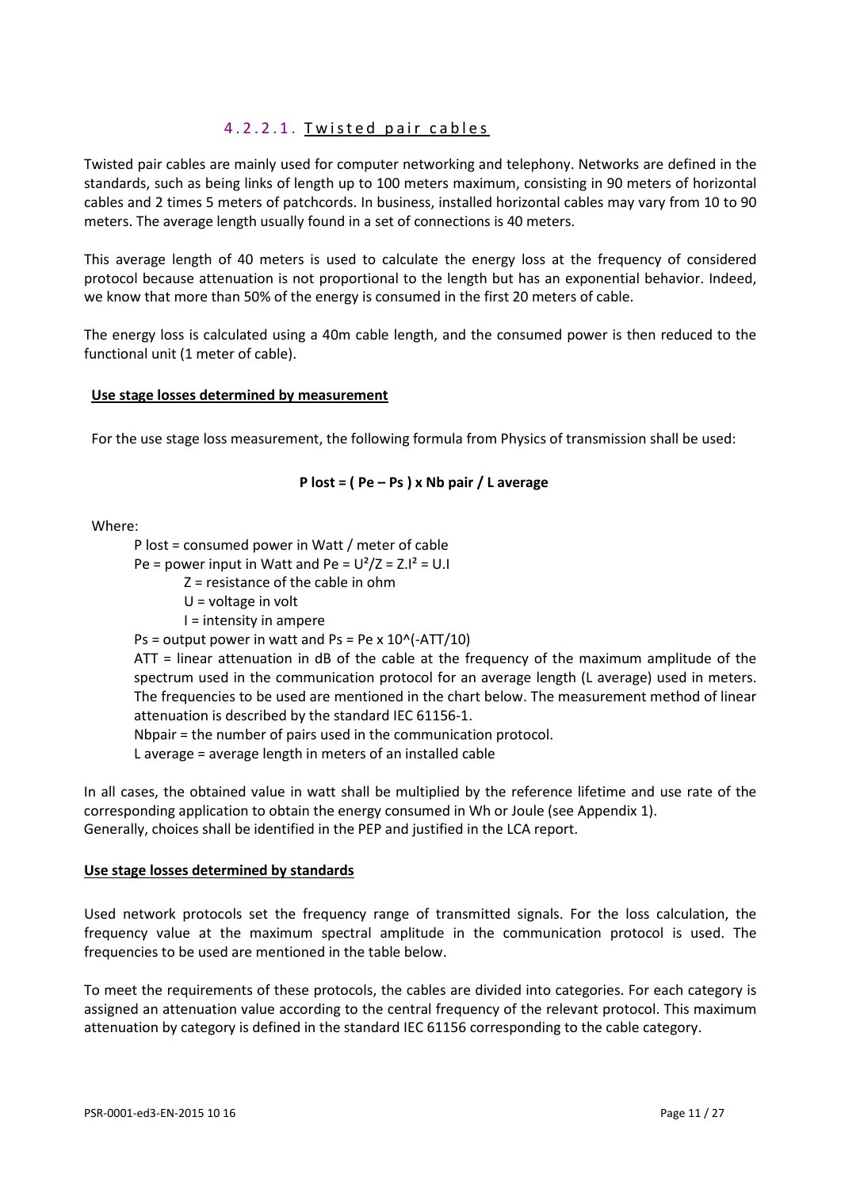#### 4.2.2.1. Twisted pair cables

Twisted pair cables are mainly used for computer networking and telephony. Networks are defined in the standards, such as being links of length up to 100 meters maximum, consisting in 90 meters of horizontal cables and 2 times 5 meters of patchcords. In business, installed horizontal cables may vary from 10 to 90 meters. The average length usually found in a set of connections is 40 meters.

This average length of 40 meters is used to calculate the energy loss at the frequency of considered protocol because attenuation is not proportional to the length but has an exponential behavior. Indeed, we know that more than 50% of the energy is consumed in the first 20 meters of cable.

The energy loss is calculated using a 40m cable length, and the consumed power is then reduced to the functional unit (1 meter of cable).

**Use stage losses determined by measurement**

For the use stage loss measurement, the following formula from Physics of transmission shall be used:

$$P_{lost} = (P_e - P_s) \times Nb_{pair} / L_{average}$$

Where:

- P lost = consumed power in Watt / meter of cable
- Pe = power input in Watt and $P_e = U^2/Z = Z.I^2 = U.I$
  - Z = resistance of the cable in ohm
  - U = voltage in volt
  - I = intensity in ampere
- Ps = output power in watt and $P_s = P_e \times 10^{(-ATT/10)}$
- ATT = linear attenuation in dB of the cable at the frequency of the maximum amplitude of the spectrum used in the communication protocol for an average length (L average) used in meters. The frequencies to be used are mentioned in the chart below. The measurement method of linear attenuation is described by the standard IEC 61156-1.
- Nbpair = the number of pairs used in the communication protocol.
- L average = average length in meters of an installed cable

In all cases, the obtained value in watt shall be multiplied by the reference lifetime and use rate of the corresponding application to obtain the energy consumed in Wh or Joule (see Appendix 1).
Generally, choices shall be identified in the PEP and justified in the LCA report.

**Use stage losses determined by standards**

Used network protocols set the frequency range of transmitted signals. For the loss calculation, the frequency value at the maximum spectral amplitude in the communication protocol is used. The frequencies to be used are mentioned in the table below.

To meet the requirements of these protocols, the cables are divided into categories. For each category is assigned an attenuation value according to the central frequency of the relevant protocol. This maximum attenuation by category is defined in the standard IEC 61156 corresponding to the cable category.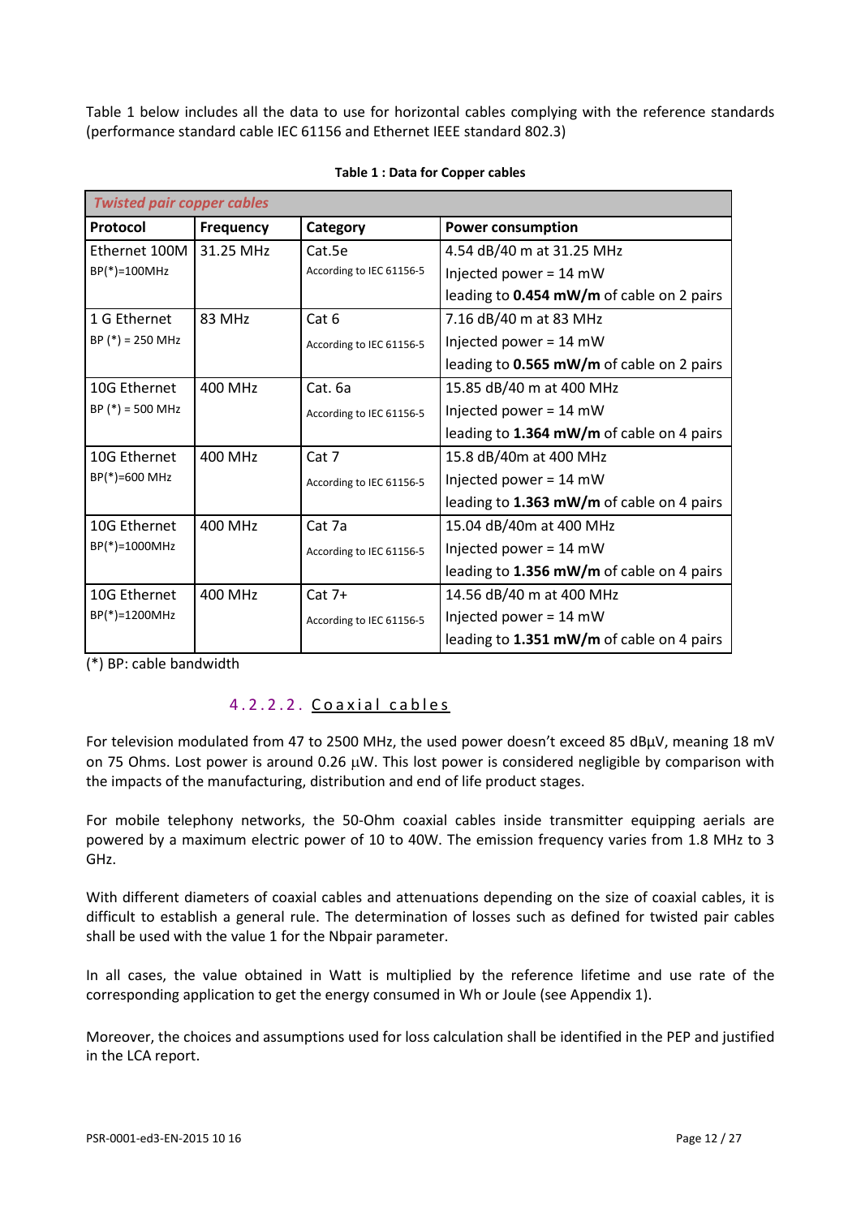Table 1 below includes all the data to use for horizontal cables complying with the reference standards (performance standard cable IEC 61156 and Ethernet IEEE standard 802.3)

**Table 1 : Data for Copper cables**

| *Twisted pair copper cables* | | | |
|---|---|---|---|
| **Protocol** | **Frequency** | **Category** | **Power consumption** |
| Ethernet 100M<br>BP(*)=100MHz | 31.25 MHz | Cat.5e<br>According to IEC 61156-5 | 4.54 dB/40 m at 31.25 MHz<br>Injected power = 14 mW<br>leading to **0.454 mW/m** of cable on 2 pairs |
| 1 G Ethernet<br>BP (*) = 250 MHz | 83 MHz | Cat 6<br>According to IEC 61156-5 | 7.16 dB/40 m at 83 MHz<br>Injected power = 14 mW<br>leading to **0.565 mW/m** of cable on 2 pairs |
| 10G Ethernet<br>BP (*) = 500 MHz | 400 MHz | Cat. 6a<br>According to IEC 61156-5 | 15.85 dB/40 m at 400 MHz<br>Injected power = 14 mW<br>leading to **1.364 mW/m** of cable on 4 pairs |
| 10G Ethernet<br>BP(*)=600 MHz | 400 MHz | Cat 7<br>According to IEC 61156-5 | 15.8 dB/40m at 400 MHz<br>Injected power = 14 mW<br>leading to **1.363 mW/m** of cable on 4 pairs |
| 10G Ethernet<br>BP(*)=1000MHz | 400 MHz | Cat 7a<br>According to IEC 61156-5 | 15.04 dB/40m at 400 MHz<br>Injected power = 14 mW<br>leading to **1.356 mW/m** of cable on 4 pairs |
| 10G Ethernet<br>BP(*)=1200MHz | 400 MHz | Cat 7+<br>According to IEC 61156-5 | 14.56 dB/40 m at 400 MHz<br>Injected power = 14 mW<br>leading to **1.351 mW/m** of cable on 4 pairs |

(*) BP: cable bandwidth

#### 4.2.2.2. Coaxial cables

For television modulated from 47 to 2500 MHz, the used power doesn't exceed 85 dBµV, meaning 18 mV on 75 Ohms. Lost power is around 0.26 µW. This lost power is considered negligible by comparison with the impacts of the manufacturing, distribution and end of life product stages.

For mobile telephony networks, the 50-Ohm coaxial cables inside transmitter equipping aerials are powered by a maximum electric power of 10 to 40W. The emission frequency varies from 1.8 MHz to 3 GHz.

With different diameters of coaxial cables and attenuations depending on the size of coaxial cables, it is difficult to establish a general rule. The determination of losses such as defined for twisted pair cables shall be used with the value 1 for the Nbpair parameter.

In all cases, the value obtained in Watt is multiplied by the reference lifetime and use rate of the corresponding application to get the energy consumed in Wh or Joule (see Appendix 1).

Moreover, the choices and assumptions used for loss calculation shall be identified in the PEP and justified in the LCA report.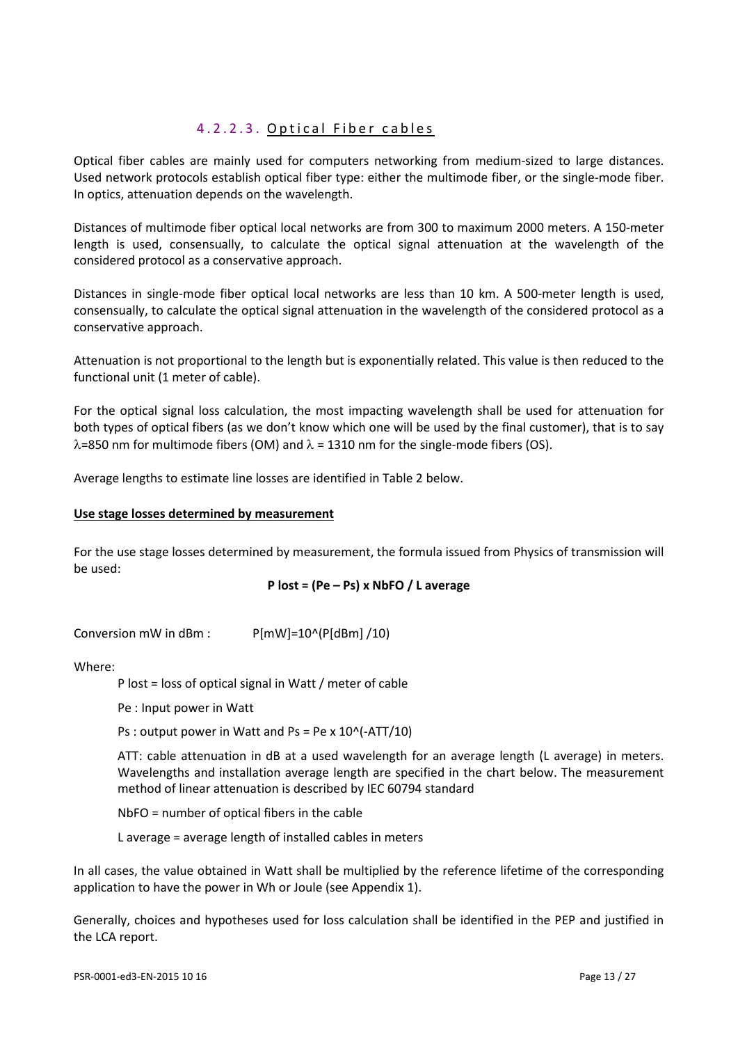#### 4.2.2.3. Optical Fiber cables

Optical fiber cables are mainly used for computers networking from medium-sized to large distances. Used network protocols establish optical fiber type: either the multimode fiber, or the single-mode fiber. In optics, attenuation depends on the wavelength.

Distances of multimode fiber optical local networks are from 300 to maximum 2000 meters. A 150-meter length is used, consensually, to calculate the optical signal attenuation at the wavelength of the considered protocol as a conservative approach.

Distances in single-mode fiber optical local networks are less than 10 km. A 500-meter length is used, consensually, to calculate the optical signal attenuation in the wavelength of the considered protocol as a conservative approach.

Attenuation is not proportional to the length but is exponentially related. This value is then reduced to the functional unit (1 meter of cable).

For the optical signal loss calculation, the most impacting wavelength shall be used for attenuation for both types of optical fibers (as we don't know which one will be used by the final customer), that is to say $\lambda$=850 nm for multimode fibers (OM) and $\lambda$ = 1310 nm for the single-mode fibers (OS).

Average lengths to estimate line losses are identified in Table 2 below.

**Use stage losses determined by measurement**

For the use stage losses determined by measurement, the formula issued from Physics of transmission will be used:

$$P_{lost} = (P_e - P_s) \times NbFO / L_{average}$$

Conversion mW in dBm : P[mW]=10^(P[dBm] /10)

Where:

P lost = loss of optical signal in Watt / meter of cable

Pe : Input power in Watt

Ps : output power in Watt and Ps = Pe x 10^(-ATT/10)

ATT: cable attenuation in dB at a used wavelength for an average length (L average) in meters. Wavelengths and installation average length are specified in the chart below. The measurement method of linear attenuation is described by IEC 60794 standard

NbFO = number of optical fibers in the cable

L average = average length of installed cables in meters

In all cases, the value obtained in Watt shall be multiplied by the reference lifetime of the corresponding application to have the power in Wh or Joule (see Appendix 1).

Generally, choices and hypotheses used for loss calculation shall be identified in the PEP and justified in the LCA report.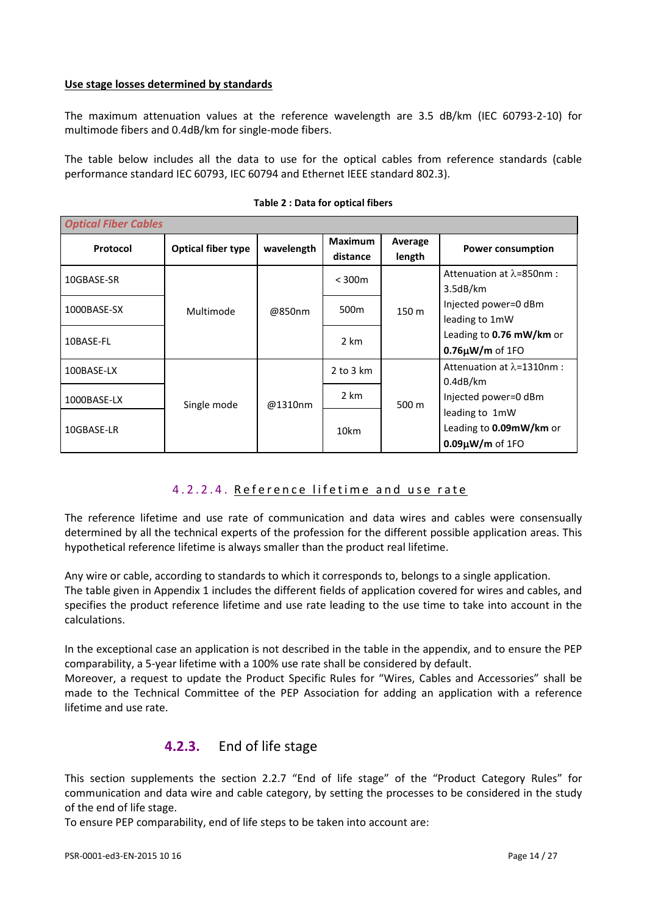**Use stage losses determined by standards**

The maximum attenuation values at the reference wavelength are 3.5 dB/km (IEC 60793-2-10) for multimode fibers and 0.4dB/km for single-mode fibers.

The table below includes all the data to use for the optical cables from reference standards (cable performance standard IEC 60793, IEC 60794 and Ethernet IEEE standard 802.3).

**Table 2 : Data for optical fibers**

| *Optical Fiber Cables* | | | | | |
|---|---|---|---|---|---|
| **Protocol** | **Optical fiber type** | **wavelength** | **Maximum distance** | **Average length** | **Power consumption** |
| 10GBASE-SR | Multimode | @850nm | < 300m | 150 m | Attenuation at λ=850nm : 3.5dB/km<br>Injected power=0 dBm leading to 1mW<br>Leading to **0.76 mW/km** or **0.76µW/m** of 1FO |
| 1000BASE-SX | | | 500m | | |
| 10BASE-FL | | | 2 km | | |
| 100BASE-LX | Single mode | @1310nm | 2 to 3 km | 500 m | Attenuation at λ=1310nm : 0.4dB/km<br>Injected power=0 dBm leading to 1mW<br>Leading to **0.09mW/km** or **0.09µW/m** of 1FO |
| 1000BASE-LX | | | 2 km | | |
| 10GBASE-LR | | | 10km | | |

#### 4.2.2.4. Reference lifetime and use rate

The reference lifetime and use rate of communication and data wires and cables were consensually determined by all the technical experts of the profession for the different possible application areas. This hypothetical reference lifetime is always smaller than the product real lifetime.

Any wire or cable, according to standards to which it corresponds to, belongs to a single application.
The table given in Appendix 1 includes the different fields of application covered for wires and cables, and specifies the product reference lifetime and use rate leading to the use time to take into account in the calculations.

In the exceptional case an application is not described in the table in the appendix, and to ensure the PEP comparability, a 5-year lifetime with a 100% use rate shall be considered by default.
Moreover, a request to update the Product Specific Rules for "Wires, Cables and Accessories" shall be made to the Technical Committee of the PEP Association for adding an application with a reference lifetime and use rate.

### 4.2.3. End of life stage

This section supplements the section 2.2.7 "End of life stage" of the "Product Category Rules" for communication and data wire and cable category, by setting the processes to be considered in the study of the end of life stage.
To ensure PEP comparability, end of life steps to be taken into account are: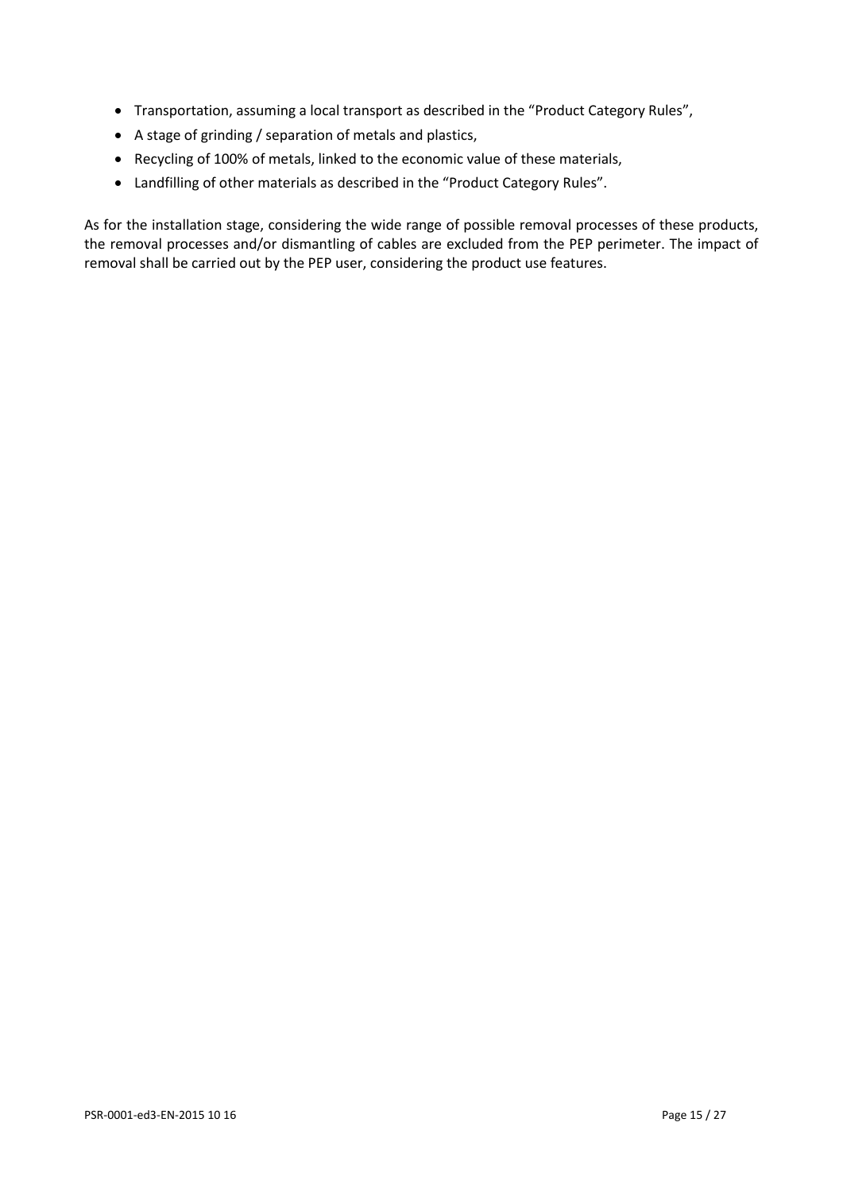- Transportation, assuming a local transport as described in the "Product Category Rules",
- A stage of grinding / separation of metals and plastics,
- Recycling of 100% of metals, linked to the economic value of these materials,
- Landfilling of other materials as described in the "Product Category Rules".

As for the installation stage, considering the wide range of possible removal processes of these products, the removal processes and/or dismantling of cables are excluded from the PEP perimeter. The impact of removal shall be carried out by the PEP user, considering the product use features.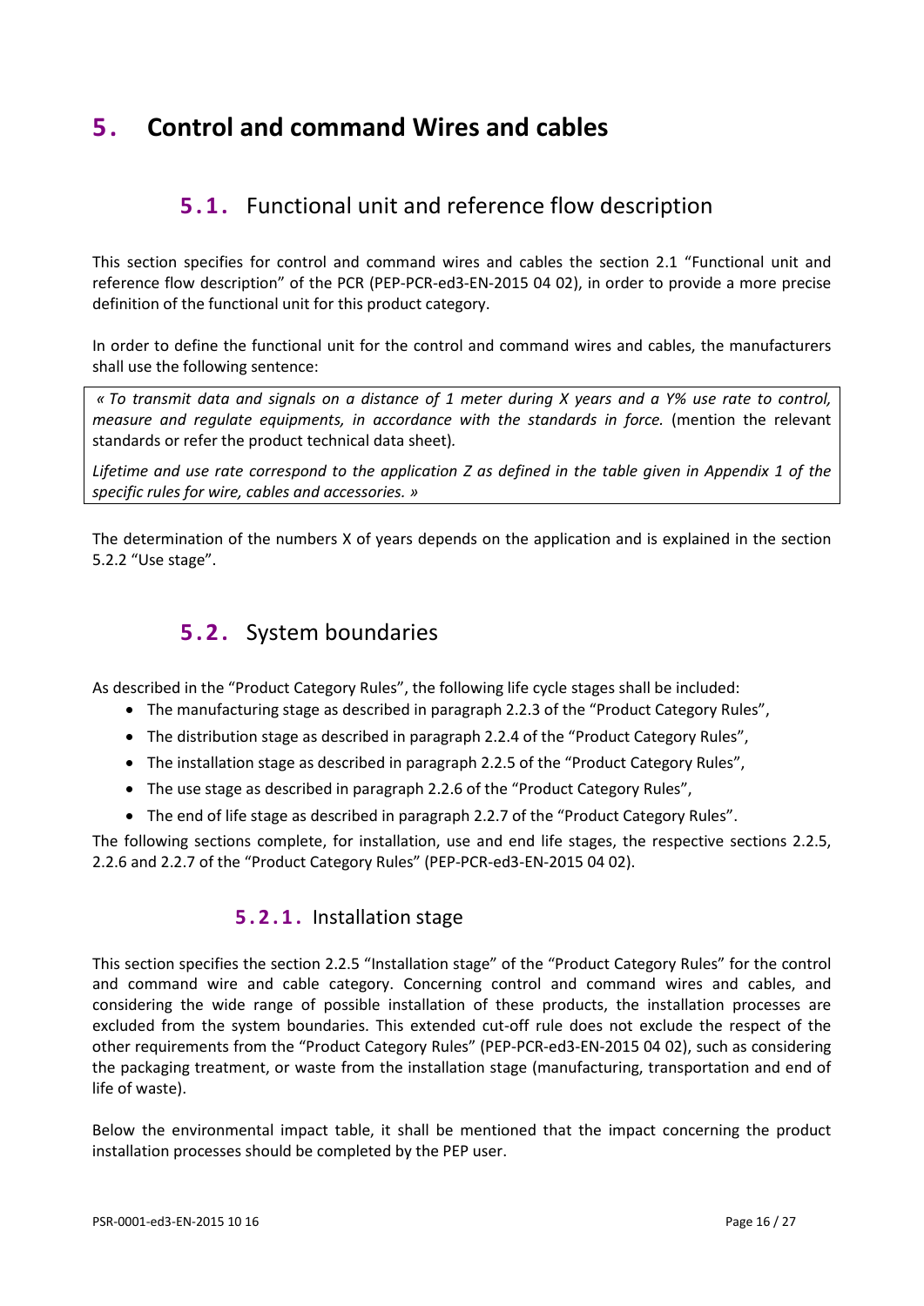# 5. Control and command Wires and cables

## 5.1. Functional unit and reference flow description

This section specifies for control and command wires and cables the section 2.1 "Functional unit and reference flow description" of the PCR (PEP-PCR-ed3-EN-2015 04 02), in order to provide a more precise definition of the functional unit for this product category.

In order to define the functional unit for the control and command wires and cables, the manufacturers shall use the following sentence:

> *« To transmit data and signals on a distance of 1 meter during X years and a Y% use rate to control, measure and regulate equipments, in accordance with the standards in force.* (mention the relevant standards or refer the product technical data sheet)*.*
>
> *Lifetime and use rate correspond to the application Z as defined in the table given in Appendix 1 of the specific rules for wire, cables and accessories. »*

The determination of the numbers X of years depends on the application and is explained in the section 5.2.2 "Use stage".

## 5.2. System boundaries

As described in the "Product Category Rules", the following life cycle stages shall be included:

- The manufacturing stage as described in paragraph 2.2.3 of the "Product Category Rules",
- The distribution stage as described in paragraph 2.2.4 of the "Product Category Rules",
- The installation stage as described in paragraph 2.2.5 of the "Product Category Rules",
- The use stage as described in paragraph 2.2.6 of the "Product Category Rules",
- The end of life stage as described in paragraph 2.2.7 of the "Product Category Rules".

The following sections complete, for installation, use and end life stages, the respective sections 2.2.5, 2.2.6 and 2.2.7 of the "Product Category Rules" (PEP-PCR-ed3-EN-2015 04 02).

### 5.2.1. Installation stage

This section specifies the section 2.2.5 "Installation stage" of the "Product Category Rules" for the control and command wire and cable category. Concerning control and command wires and cables, and considering the wide range of possible installation of these products, the installation processes are excluded from the system boundaries. This extended cut-off rule does not exclude the respect of the other requirements from the "Product Category Rules" (PEP-PCR-ed3-EN-2015 04 02), such as considering the packaging treatment, or waste from the installation stage (manufacturing, transportation and end of life of waste).

Below the environmental impact table, it shall be mentioned that the impact concerning the product installation processes should be completed by the PEP user.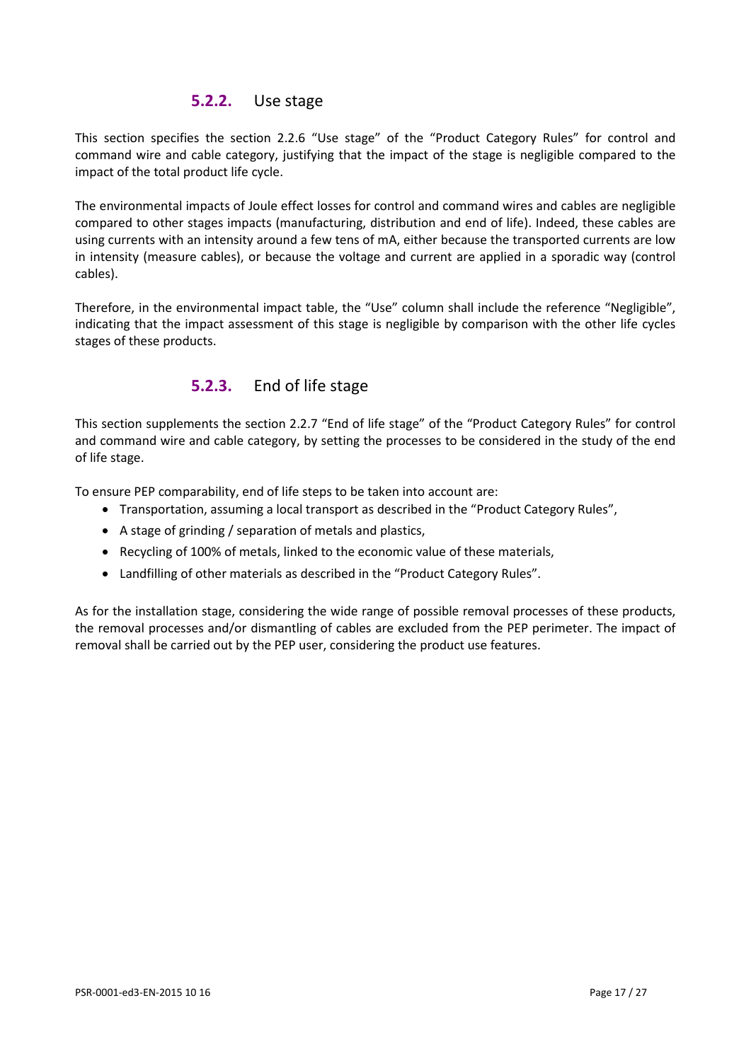### 5.2.2. Use stage

This section specifies the section 2.2.6 "Use stage" of the "Product Category Rules" for control and command wire and cable category, justifying that the impact of the stage is negligible compared to the impact of the total product life cycle.

The environmental impacts of Joule effect losses for control and command wires and cables are negligible compared to other stages impacts (manufacturing, distribution and end of life). Indeed, these cables are using currents with an intensity around a few tens of mA, either because the transported currents are low in intensity (measure cables), or because the voltage and current are applied in a sporadic way (control cables).

Therefore, in the environmental impact table, the "Use" column shall include the reference "Negligible", indicating that the impact assessment of this stage is negligible by comparison with the other life cycles stages of these products.

### 5.2.3. End of life stage

This section supplements the section 2.2.7 "End of life stage" of the "Product Category Rules" for control and command wire and cable category, by setting the processes to be considered in the study of the end of life stage.

To ensure PEP comparability, end of life steps to be taken into account are:

- Transportation, assuming a local transport as described in the "Product Category Rules",
- A stage of grinding / separation of metals and plastics,
- Recycling of 100% of metals, linked to the economic value of these materials,
- Landfilling of other materials as described in the "Product Category Rules".

As for the installation stage, considering the wide range of possible removal processes of these products, the removal processes and/or dismantling of cables are excluded from the PEP perimeter. The impact of removal shall be carried out by the PEP user, considering the product use features.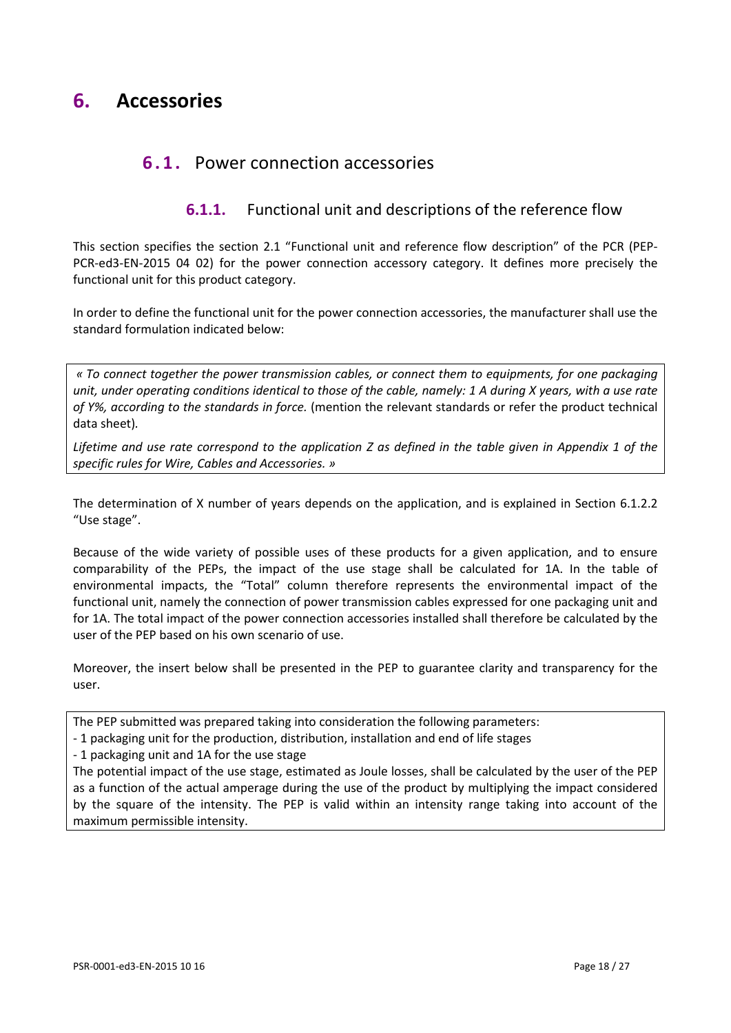# 6. Accessories

## 6.1. Power connection accessories

### 6.1.1. Functional unit and descriptions of the reference flow

This section specifies the section 2.1 "Functional unit and reference flow description" of the PCR (PEP-PCR-ed3-EN-2015 04 02) for the power connection accessory category. It defines more precisely the functional unit for this product category.

In order to define the functional unit for the power connection accessories, the manufacturer shall use the standard formulation indicated below:

> *« To connect together the power transmission cables, or connect them to equipments, for one packaging unit, under operating conditions identical to those of the cable, namely: 1 A during X years, with a use rate of Y%, according to the standards in force.* (mention the relevant standards or refer the product technical data sheet)*.*
>
> *Lifetime and use rate correspond to the application Z as defined in the table given in Appendix 1 of the specific rules for Wire, Cables and Accessories. »*

The determination of X number of years depends on the application, and is explained in Section 6.1.2.2 "Use stage".

Because of the wide variety of possible uses of these products for a given application, and to ensure comparability of the PEPs, the impact of the use stage shall be calculated for 1A. In the table of environmental impacts, the "Total" column therefore represents the environmental impact of the functional unit, namely the connection of power transmission cables expressed for one packaging unit and for 1A. The total impact of the power connection accessories installed shall therefore be calculated by the user of the PEP based on his own scenario of use.

Moreover, the insert below shall be presented in the PEP to guarantee clarity and transparency for the user.

> The PEP submitted was prepared taking into consideration the following parameters:
>
> - 1 packaging unit for the production, distribution, installation and end of life stages
> - 1 packaging unit and 1A for the use stage
>
> The potential impact of the use stage, estimated as Joule losses, shall be calculated by the user of the PEP as a function of the actual amperage during the use of the product by multiplying the impact considered by the square of the intensity. The PEP is valid within an intensity range taking into account of the maximum permissible intensity.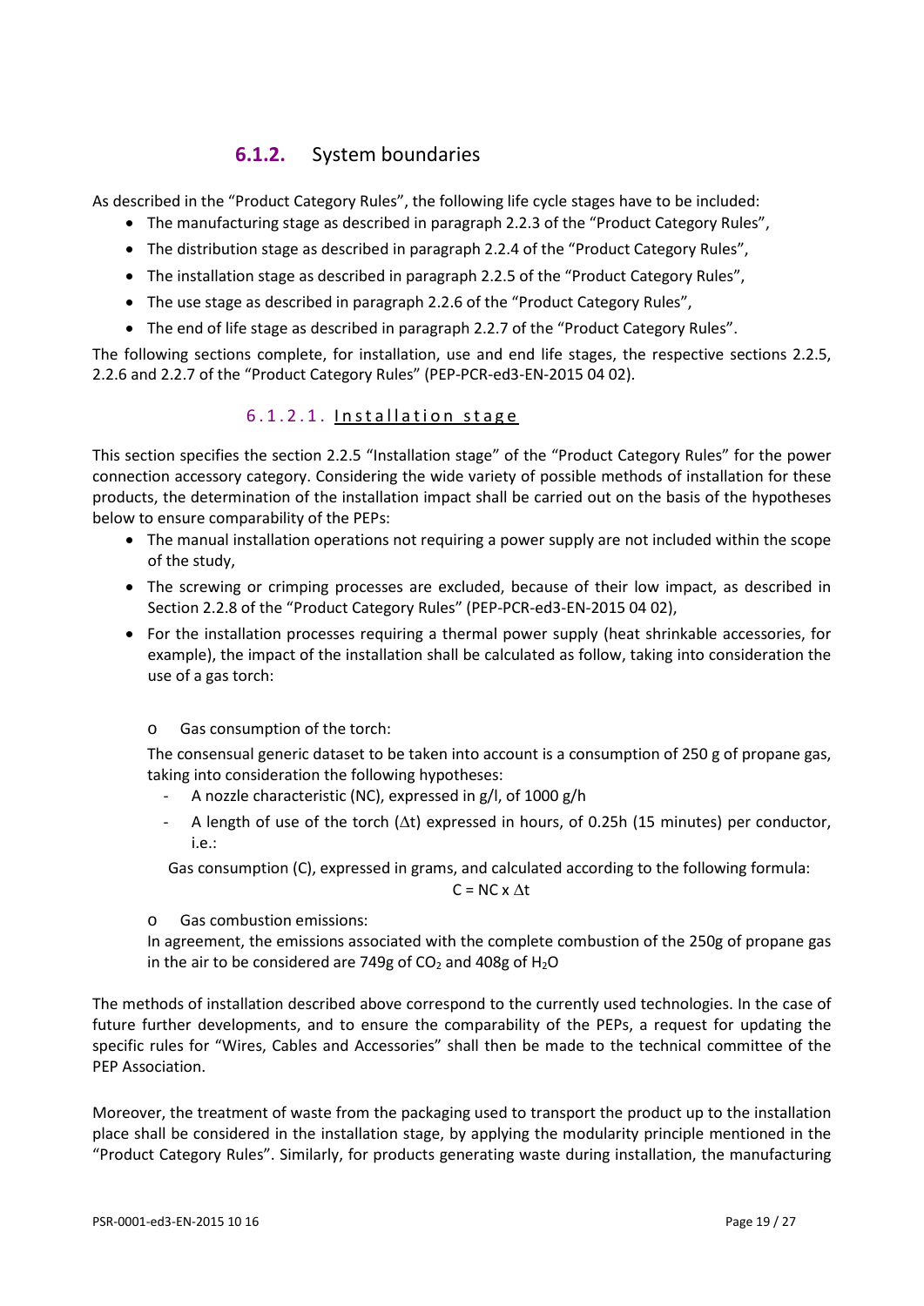### **6.1.2.** System boundaries

As described in the "Product Category Rules", the following life cycle stages have to be included:

- The manufacturing stage as described in paragraph 2.2.3 of the "Product Category Rules",
- The distribution stage as described in paragraph 2.2.4 of the "Product Category Rules",
- The installation stage as described in paragraph 2.2.5 of the "Product Category Rules",
- The use stage as described in paragraph 2.2.6 of the "Product Category Rules",
- The end of life stage as described in paragraph 2.2.7 of the "Product Category Rules".

The following sections complete, for installation, use and end life stages, the respective sections 2.2.5, 2.2.6 and 2.2.7 of the "Product Category Rules" (PEP-PCR-ed3-EN-2015 04 02).

#### 6.1.2.1. Installation stage

This section specifies the section 2.2.5 "Installation stage" of the "Product Category Rules" for the power connection accessory category. Considering the wide variety of possible methods of installation for these products, the determination of the installation impact shall be carried out on the basis of the hypotheses below to ensure comparability of the PEPs:

- The manual installation operations not requiring a power supply are not included within the scope of the study,
- The screwing or crimping processes are excluded, because of their low impact, as described in Section 2.2.8 of the "Product Category Rules" (PEP-PCR-ed3-EN-2015 04 02),
- For the installation processes requiring a thermal power supply (heat shrinkable accessories, for example), the impact of the installation shall be calculated as follow, taking into consideration the use of a gas torch:

    - Gas consumption of the torch:

      The consensual generic dataset to be taken into account is a consumption of 250 g of propane gas, taking into consideration the following hypotheses:
        - A nozzle characteristic (NC), expressed in g/l, of 1000 g/h
        - A length of use of the torch ($\Delta t$) expressed in hours, of 0.25h (15 minutes) per conductor, i.e.:

      Gas consumption (C), expressed in grams, and calculated according to the following formula:

      $$C = NC \times \Delta t$$

    - Gas combustion emissions:

      In agreement, the emissions associated with the complete combustion of the 250g of propane gas in the air to be considered are 749g of $CO_2$ and 408g of $H_2O$

The methods of installation described above correspond to the currently used technologies. In the case of future further developments, and to ensure the comparability of the PEPs, a request for updating the specific rules for "Wires, Cables and Accessories" shall then be made to the technical committee of the PEP Association.

Moreover, the treatment of waste from the packaging used to transport the product up to the installation place shall be considered in the installation stage, by applying the modularity principle mentioned in the "Product Category Rules". Similarly, for products generating waste during installation, the manufacturing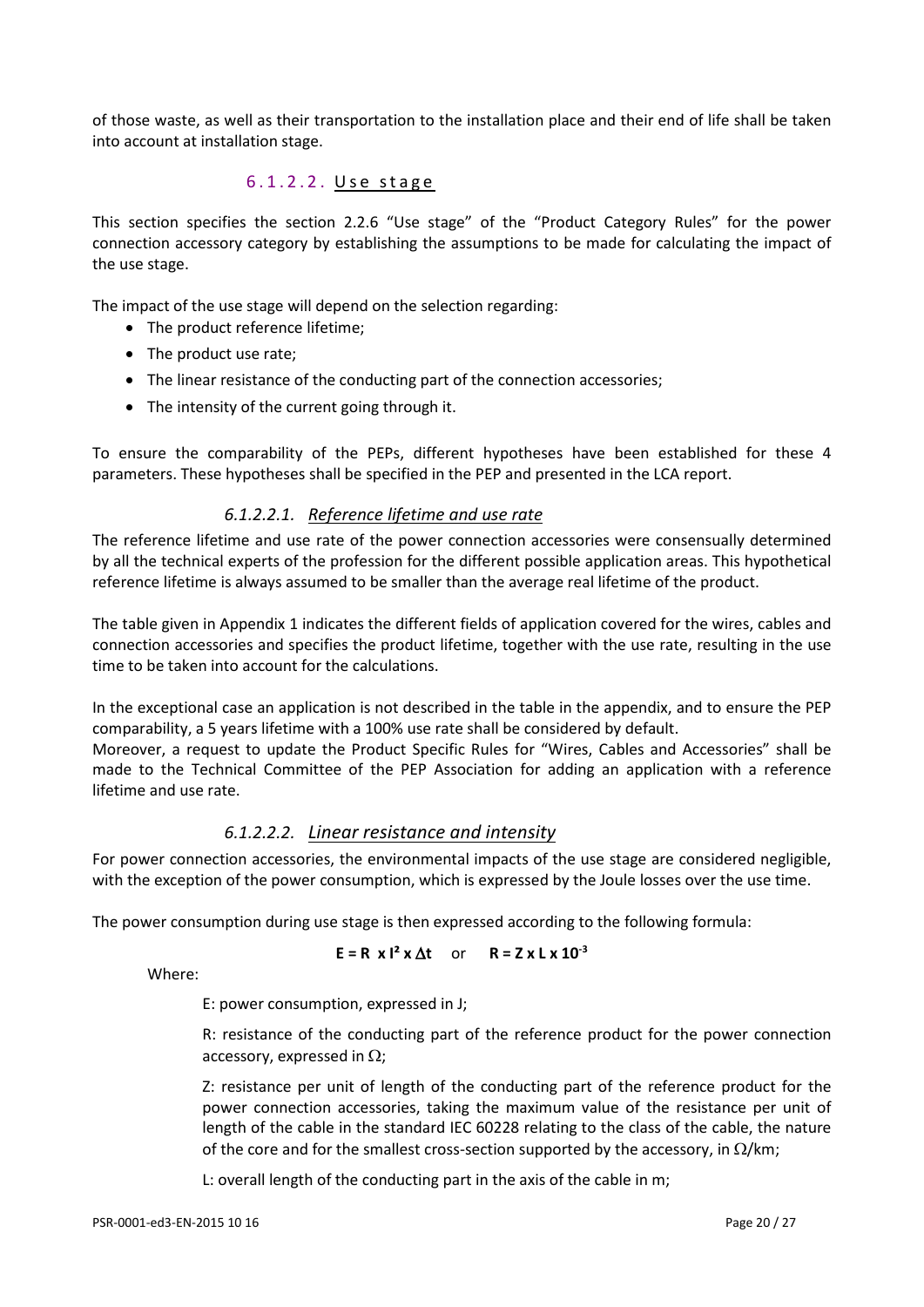of those waste, as well as their transportation to the installation place and their end of life shall be taken into account at installation stage.

#### 6.1.2.2. Use stage

This section specifies the section 2.2.6 "Use stage" of the "Product Category Rules" for the power connection accessory category by establishing the assumptions to be made for calculating the impact of the use stage.

The impact of the use stage will depend on the selection regarding:

- The product reference lifetime;
- The product use rate;
- The linear resistance of the conducting part of the connection accessories;
- The intensity of the current going through it.

To ensure the comparability of the PEPs, different hypotheses have been established for these 4 parameters. These hypotheses shall be specified in the PEP and presented in the LCA report.

##### *6.1.2.2.1. Reference lifetime and use rate*

The reference lifetime and use rate of the power connection accessories were consensually determined by all the technical experts of the profession for the different possible application areas. This hypothetical reference lifetime is always assumed to be smaller than the average real lifetime of the product.

The table given in Appendix 1 indicates the different fields of application covered for the wires, cables and connection accessories and specifies the product lifetime, together with the use rate, resulting in the use time to be taken into account for the calculations.

In the exceptional case an application is not described in the table in the appendix, and to ensure the PEP comparability, a 5 years lifetime with a 100% use rate shall be considered by default.
Moreover, a request to update the Product Specific Rules for "Wires, Cables and Accessories" shall be made to the Technical Committee of the PEP Association for adding an application with a reference lifetime and use rate.

##### *6.1.2.2.2. Linear resistance and intensity*

For power connection accessories, the environmental impacts of the use stage are considered negligible, with the exception of the power consumption, which is expressed by the Joule losses over the use time.

The power consumption during use stage is then expressed according to the following formula:

$$\mathbf{E = R \times I^2 \times \Delta t} \quad \text{or} \quad \mathbf{R = Z \times L \times 10^{-3}}$$

Where:

E: power consumption, expressed in J;

R: resistance of the conducting part of the reference product for the power connection accessory, expressed in $\Omega$;

Z: resistance per unit of length of the conducting part of the reference product for the power connection accessories, taking the maximum value of the resistance per unit of length of the cable in the standard IEC 60228 relating to the class of the cable, the nature of the core and for the smallest cross-section supported by the accessory, in $\Omega$/km;

L: overall length of the conducting part in the axis of the cable in m;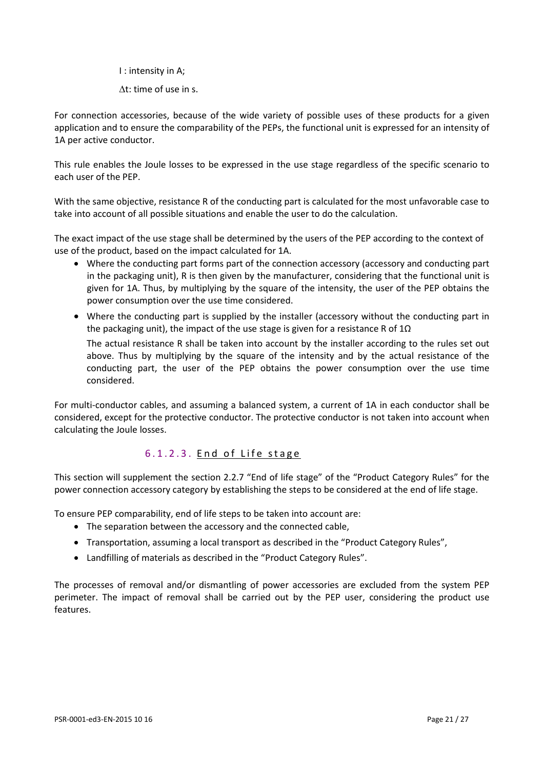I : intensity in A;

$\Delta t$: time of use in s.

For connection accessories, because of the wide variety of possible uses of these products for a given application and to ensure the comparability of the PEPs, the functional unit is expressed for an intensity of 1A per active conductor.

This rule enables the Joule losses to be expressed in the use stage regardless of the specific scenario to each user of the PEP.

With the same objective, resistance R of the conducting part is calculated for the most unfavorable case to take into account of all possible situations and enable the user to do the calculation.

The exact impact of the use stage shall be determined by the users of the PEP according to the context of use of the product, based on the impact calculated for 1A.

- Where the conducting part forms part of the connection accessory (accessory and conducting part in the packaging unit), R is then given by the manufacturer, considering that the functional unit is given for 1A. Thus, by multiplying by the square of the intensity, the user of the PEP obtains the power consumption over the use time considered.
- Where the conducting part is supplied by the installer (accessory without the conducting part in the packaging unit), the impact of the use stage is given for a resistance R of 1Ω

  The actual resistance R shall be taken into account by the installer according to the rules set out above. Thus by multiplying by the square of the intensity and by the actual resistance of the conducting part, the user of the PEP obtains the power consumption over the use time considered.

For multi-conductor cables, and assuming a balanced system, a current of 1A in each conductor shall be considered, except for the protective conductor. The protective conductor is not taken into account when calculating the Joule losses.

#### 6.1.2.3. End of Life stage

This section will supplement the section 2.2.7 "End of life stage" of the "Product Category Rules" for the power connection accessory category by establishing the steps to be considered at the end of life stage.

To ensure PEP comparability, end of life steps to be taken into account are:

- The separation between the accessory and the connected cable,
- Transportation, assuming a local transport as described in the "Product Category Rules",
- Landfilling of materials as described in the "Product Category Rules".

The processes of removal and/or dismantling of power accessories are excluded from the system PEP perimeter. The impact of removal shall be carried out by the PEP user, considering the product use features.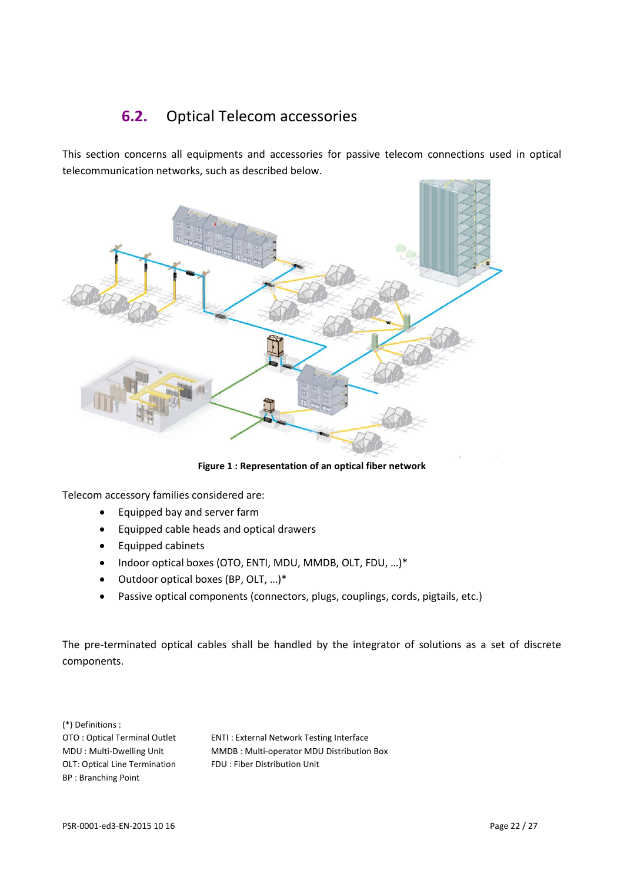## 6.2. Optical Telecom accessories

This section concerns all equipments and accessories for passive telecom connections used in optical telecommunication networks, such as described below.

**Figure 1 : Representation of an optical fiber network**

Telecom accessory families considered are:

- Equipped bay and server farm
- Equipped cable heads and optical drawers
- Equipped cabinets
- Indoor optical boxes (OTO, ENTI, MDU, MMDB, OLT, FDU, …)*
- Outdoor optical boxes (BP, OLT, …)*
- Passive optical components (connectors, plugs, couplings, cords, pigtails, etc.)

The pre-terminated optical cables shall be handled by the integrator of solutions as a set of discrete components.

(*) Definitions :

OTO : Optical Terminal Outlet
MDU : Multi-Dwelling Unit
OLT: Optical Line Termination
BP : Branching Point
ENTI : External Network Testing Interface
MMDB : Multi-operator MDU Distribution Box
FDU : Fiber Distribution Unit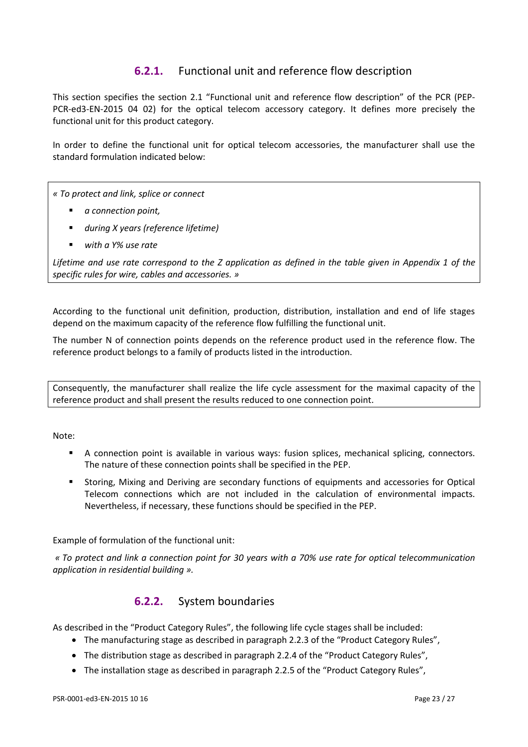### 6.2.1. Functional unit and reference flow description

This section specifies the section 2.1 "Functional unit and reference flow description" of the PCR (PEP-PCR-ed3-EN-2015 04 02) for the optical telecom accessory category. It defines more precisely the functional unit for this product category.

In order to define the functional unit for optical telecom accessories, the manufacturer shall use the standard formulation indicated below:

> *« To protect and link, splice or connect*
>
> - *a connection point,*
> - *during X years (reference lifetime)*
> - *with a Y% use rate*
>
> *Lifetime and use rate correspond to the Z application as defined in the table given in Appendix 1 of the specific rules for wire, cables and accessories. »*

According to the functional unit definition, production, distribution, installation and end of life stages depend on the maximum capacity of the reference flow fulfilling the functional unit.

The number N of connection points depends on the reference product used in the reference flow. The reference product belongs to a family of products listed in the introduction.

> Consequently, the manufacturer shall realize the life cycle assessment for the maximal capacity of the reference product and shall present the results reduced to one connection point.

Note:

- A connection point is available in various ways: fusion splices, mechanical splicing, connectors. The nature of these connection points shall be specified in the PEP.
- Storing, Mixing and Deriving are secondary functions of equipments and accessories for Optical Telecom connections which are not included in the calculation of environmental impacts. Nevertheless, if necessary, these functions should be specified in the PEP.

Example of formulation of the functional unit:

*« To protect and link a connection point for 30 years with a 70% use rate for optical telecommunication application in residential building ».*

### 6.2.2. System boundaries

As described in the "Product Category Rules", the following life cycle stages shall be included:

- The manufacturing stage as described in paragraph 2.2.3 of the "Product Category Rules",
- The distribution stage as described in paragraph 2.2.4 of the "Product Category Rules",
- The installation stage as described in paragraph 2.2.5 of the "Product Category Rules",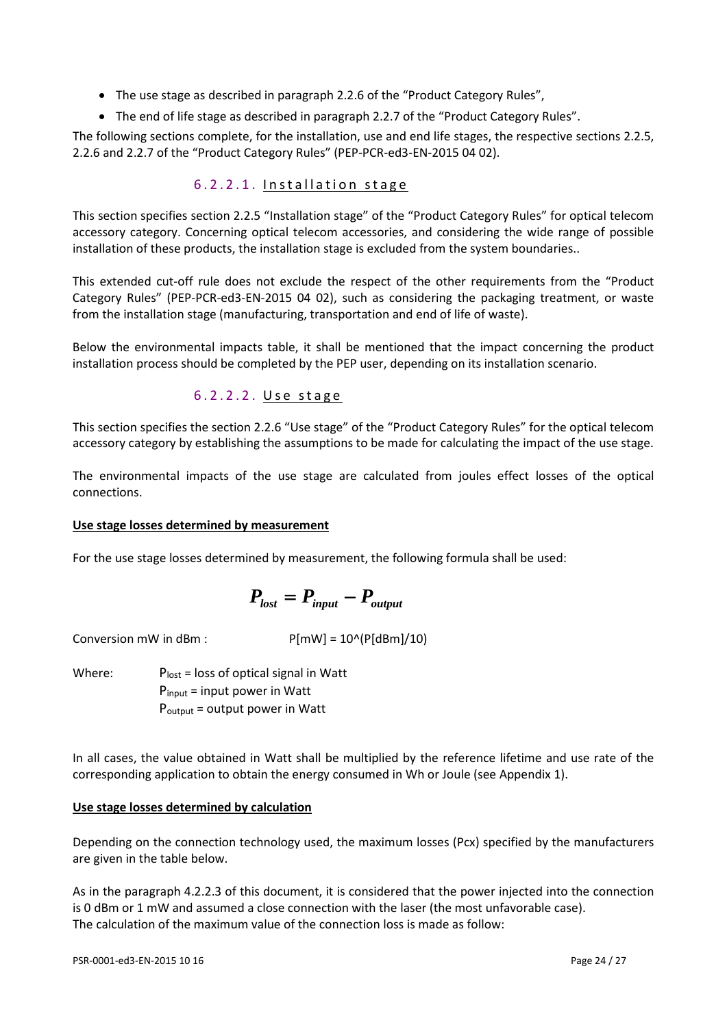- The use stage as described in paragraph 2.2.6 of the "Product Category Rules",
- The end of life stage as described in paragraph 2.2.7 of the "Product Category Rules".

The following sections complete, for the installation, use and end life stages, the respective sections 2.2.5, 2.2.6 and 2.2.7 of the "Product Category Rules" (PEP-PCR-ed3-EN-2015 04 02).

#### 6.2.2.1. Installation stage

This section specifies section 2.2.5 "Installation stage" of the "Product Category Rules" for optical telecom accessory category. Concerning optical telecom accessories, and considering the wide range of possible installation of these products, the installation stage is excluded from the system boundaries..

This extended cut-off rule does not exclude the respect of the other requirements from the "Product Category Rules" (PEP-PCR-ed3-EN-2015 04 02), such as considering the packaging treatment, or waste from the installation stage (manufacturing, transportation and end of life of waste).

Below the environmental impacts table, it shall be mentioned that the impact concerning the product installation process should be completed by the PEP user, depending on its installation scenario.

#### 6.2.2.2. Use stage

This section specifies the section 2.2.6 "Use stage" of the "Product Category Rules" for the optical telecom accessory category by establishing the assumptions to be made for calculating the impact of the use stage.

The environmental impacts of the use stage are calculated from joules effect losses of the optical connections.

**Use stage losses determined by measurement**

For the use stage losses determined by measurement, the following formula shall be used:

$$P_{lost} = P_{input} - P_{output}$$

Conversion mW in dBm : P[mW] = 10^(P[dBm]/10)

Where: $P_{lost}$ = loss of optical signal in Watt
$P_{input}$ = input power in Watt
$P_{output}$ = output power in Watt

In all cases, the value obtained in Watt shall be multiplied by the reference lifetime and use rate of the corresponding application to obtain the energy consumed in Wh or Joule (see Appendix 1).

**Use stage losses determined by calculation**

Depending on the connection technology used, the maximum losses (Pcx) specified by the manufacturers are given in the table below.

As in the paragraph 4.2.2.3 of this document, it is considered that the power injected into the connection is 0 dBm or 1 mW and assumed a close connection with the laser (the most unfavorable case).
The calculation of the maximum value of the connection loss is made as follow: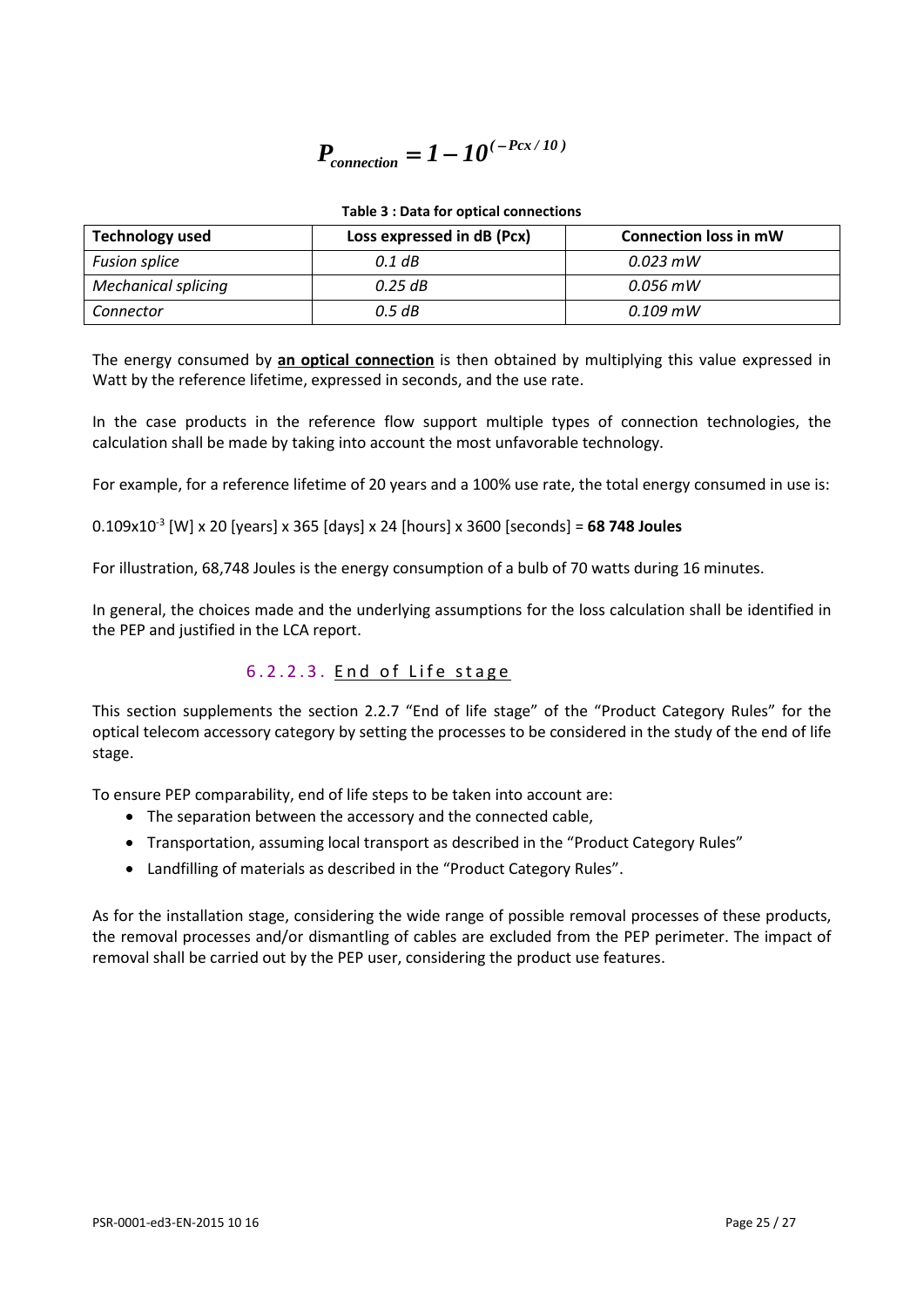$$P_{connection} = 1 - 10^{(-Pcx/10)}$$

**Table 3 : Data for optical connections**

| Technology used | Loss expressed in dB (Pcx) | Connection loss in mW |
|---|---|---|
| *Fusion splice* | *0.1 dB* | *0.023 mW* |
| *Mechanical splicing* | *0.25 dB* | *0.056 mW* |
| *Connector* | *0.5 dB* | *0.109 mW* |

The energy consumed by **an optical connection** is then obtained by multiplying this value expressed in Watt by the reference lifetime, expressed in seconds, and the use rate.

In the case products in the reference flow support multiple types of connection technologies, the calculation shall be made by taking into account the most unfavorable technology.

For example, for a reference lifetime of 20 years and a 100% use rate, the total energy consumed in use is:

$0.109 \times 10^{-3}$ [W] x 20 [years] x 365 [days] x 24 [hours] x 3600 [seconds] = **68 748 Joules**

For illustration, 68,748 Joules is the energy consumption of a bulb of 70 watts during 16 minutes.

In general, the choices made and the underlying assumptions for the loss calculation shall be identified in the PEP and justified in the LCA report.

#### 6.2.2.3. End of Life stage

This section supplements the section 2.2.7 "End of life stage" of the "Product Category Rules" for the optical telecom accessory category by setting the processes to be considered in the study of the end of life stage.

To ensure PEP comparability, end of life steps to be taken into account are:

- The separation between the accessory and the connected cable,
- Transportation, assuming local transport as described in the "Product Category Rules"
- Landfilling of materials as described in the "Product Category Rules".

As for the installation stage, considering the wide range of possible removal processes of these products, the removal processes and/or dismantling of cables are excluded from the PEP perimeter. The impact of removal shall be carried out by the PEP user, considering the product use features.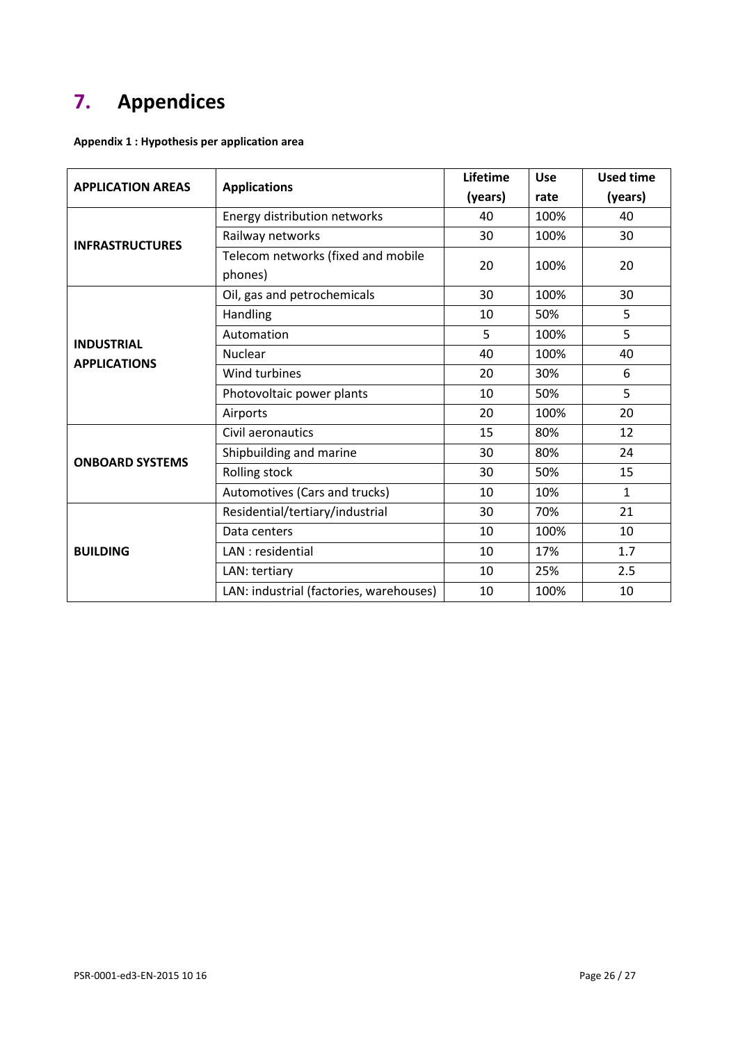# 7. Appendices

**Appendix 1 : Hypothesis per application area**

| APPLICATION AREAS | Applications | Lifetime (years) | Use rate | Used time (years) |
|---|---|---|---|---|
| **INFRASTRUCTURES** | Energy distribution networks | 40 | 100% | 40 |
| | Railway networks | 30 | 100% | 30 |
| | Telecom networks (fixed and mobile phones) | 20 | 100% | 20 |
| **INDUSTRIAL APPLICATIONS** | Oil, gas and petrochemicals | 30 | 100% | 30 |
| | Handling | 10 | 50% | 5 |
| | Automation | 5 | 100% | 5 |
| | Nuclear | 40 | 100% | 40 |
| | Wind turbines | 20 | 30% | 6 |
| | Photovoltaic power plants | 10 | 50% | 5 |
| | Airports | 20 | 100% | 20 |
| **ONBOARD SYSTEMS** | Civil aeronautics | 15 | 80% | 12 |
| | Shipbuilding and marine | 30 | 80% | 24 |
| | Rolling stock | 30 | 50% | 15 |
| | Automotives (Cars and trucks) | 10 | 10% | 1 |
| **BUILDING** | Residential/tertiary/industrial | 30 | 70% | 21 |
| | Data centers | 10 | 100% | 10 |
| | LAN : residential | 10 | 17% | 1.7 |
| | LAN: tertiary | 10 | 25% | 2.5 |
| | LAN: industrial (factories, warehouses) | 10 | 100% | 10 |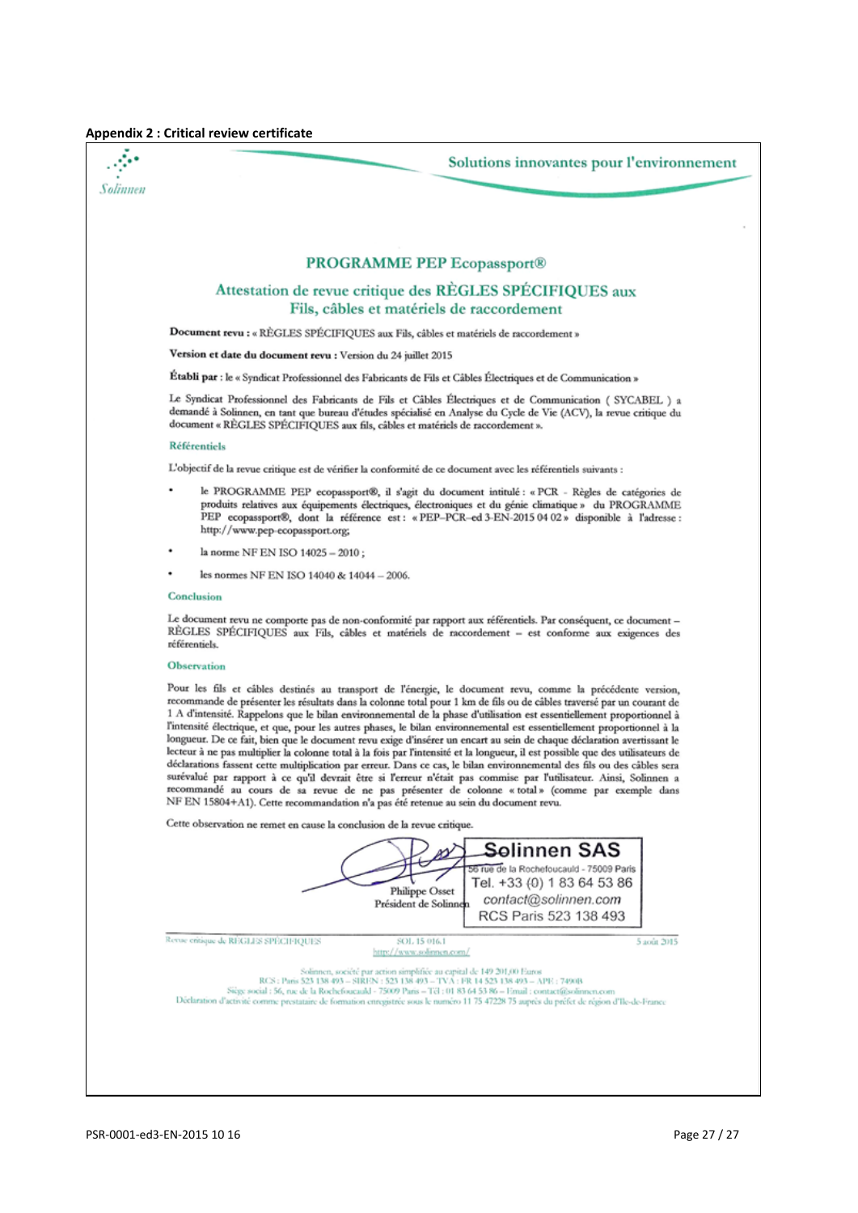**Appendix 2 : Critical review certificate**

Solinnen

Solutions innovantes pour l'environnement

## PROGRAMME PEP Ecopassport®

### Attestation de revue critique des RÈGLES SPÉCIFIQUES aux Fils, câbles et matériels de raccordement

**Document revu :** « RÈGLES SPÉCIFIQUES aux Fils, câbles et matériels de raccordement »

**Version et date du document revu :** Version du 24 juillet 2015

**Établi par :** le « Syndicat Professionnel des Fabricants de Fils et Câbles Électriques et de Communication »

Le Syndicat Professionnel des Fabricants de Fils et Câbles Électriques et de Communication ( SYCABEL ) a demandé à Solinnen, en tant que bureau d'études spécialisé en Analyse du Cycle de Vie (ACV), la revue critique du document « RÈGLES SPÉCIFIQUES aux fils, câbles et matériels de raccordement ».

**Référentiels**

L'objectif de la revue critique est de vérifier la conformité de ce document avec les référentiels suivants :

- le PROGRAMME PEP ecopassport®, il s'agit du document intitulé : « PCR - Règles de catégories de produits relatives aux équipements électriques, électroniques et du génie climatique » du PROGRAMME PEP ecopassport®, dont la référence est : « PEP–PCR–ed 3-EN-2015 04 02 » disponible à l'adresse : http://www.pep-ecopassport.org;
- la norme NF EN ISO 14025 – 2010 ;
- les normes NF EN ISO 14040 & 14044 – 2006.

**Conclusion**

Le document revu ne comporte pas de non-conformité par rapport aux référentiels. Par conséquent, ce document – RÈGLES SPÉCIFIQUES aux Fils, câbles et matériels de raccordement – est conforme aux exigences des référentiels.

**Observation**

Pour les fils et câbles destinés au transport de l'énergie, le document revu, comme la précédente version, recommande de présenter les résultats dans la colonne total pour 1 km de fils ou de câbles traversé par un courant de 1 A d'intensité. Rappelons que le bilan environnemental de la phase d'utilisation est essentiellement proportionnel à l'intensité électrique, et que, pour les autres phases, le bilan environnemental est essentiellement proportionnel à la longueur. De ce fait, bien que le document revu exige d'insérer un encart au sein de chaque déclaration avertissant le lecteur à ne pas multiplier la colonne total à la fois par l'intensité et la longueur, il est possible que des utilisateurs de déclarations fassent cette multiplication par erreur. Dans ce cas, le bilan environnemental des fils ou des câbles sera surévalué par rapport à ce qu'il devrait être si l'erreur n'était pas commise par l'utilisateur. Ainsi, Solinnen a recommandé au cours de sa revue de ne pas présenter de colonne « total » (comme par exemple dans NF EN 15804+A1). Cette recommandation n'a pas été retenue au sein du document revu.

Cette observation ne remet en cause la conclusion de la revue critique.

Philippe Osset
Président de Solinnen

Solinnen SAS
56 rue de la Rochefoucauld - 75009 Paris
Tel. +33 (0) 1 83 64 53 86
contact@solinnen.com
RCS Paris 523 138 493

Revue critique de RÈGLES SPÉCIFIQUES — SOL 15 016.1 — 5 août 2015
http://www.solinnen.com/

Solinnen, société par action simplifiée au capital de 149 201,00 Euros
RCS : Paris 523 138 493 – SIREN : 523 138 493 – TVA : FR 14 523 138 493 – APE : 7490B
Siège social : 56, rue de la Rochefoucauld - 75009 Paris – Tél : 01 83 64 53 86 – Email : contact@solinnen.com
Déclaration d'activité comme prestataire de formation enregistrée sous le numéro 11 75 47228 75 auprès du préfet de région d'Ile-de-France

PSR-0001-ed3-EN-2015 10 16